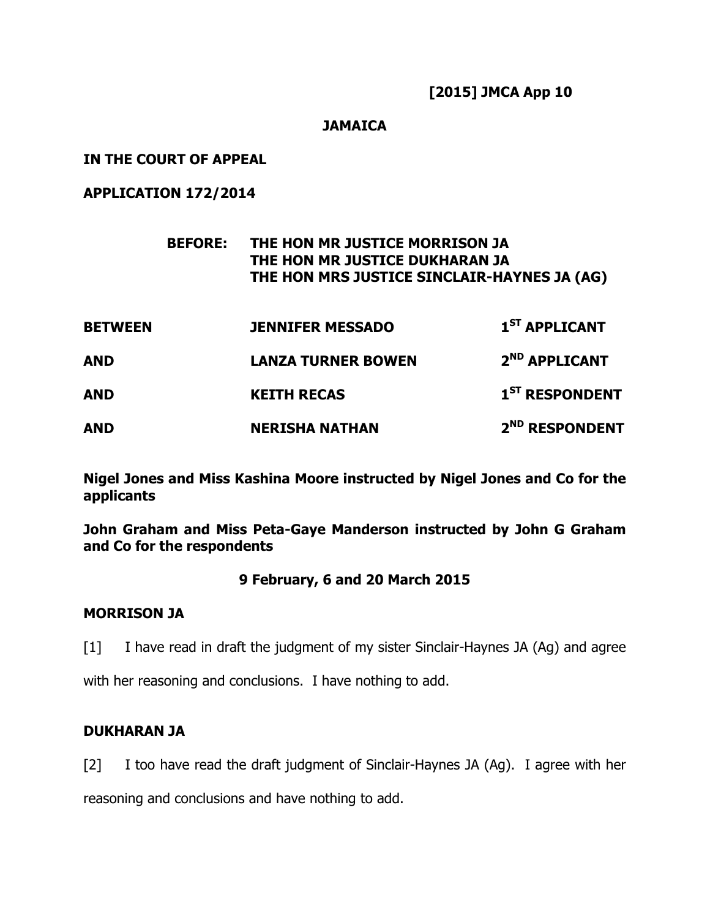**[2015] JMCA App 10**

**JAMAICA**

**IN THE COURT OF APPEAL**

**APPLICATION 172/2014**

**BEFORE: THE HON MR JUSTICE MORRISON JA**
**THE HON MR JUSTICE DUKHARAN JA**
**THE HON MRS JUSTICE SINCLAIR-HAYNES JA (AG)**

| | | |
|---|---|---|
| **BETWEEN** | **JENNIFER MESSADO** | **1ST APPLICANT** |
| **AND** | **LANZA TURNER BOWEN** | **2ND APPLICANT** |
| **AND** | **KEITH RECAS** | **1ST RESPONDENT** |
| **AND** | **NERISHA NATHAN** | **2ND RESPONDENT** |

**Nigel Jones and Miss Kashina Moore instructed by Nigel Jones and Co for the applicants**

**John Graham and Miss Peta-Gaye Manderson instructed by John G Graham and Co for the respondents**

**9 February, 6 and 20 March 2015**

**MORRISON JA**

[1] I have read in draft the judgment of my sister Sinclair-Haynes JA (Ag) and agree with her reasoning and conclusions. I have nothing to add.

**DUKHARAN JA**

[2] I too have read the draft judgment of Sinclair-Haynes JA (Ag). I agree with her reasoning and conclusions and have nothing to add.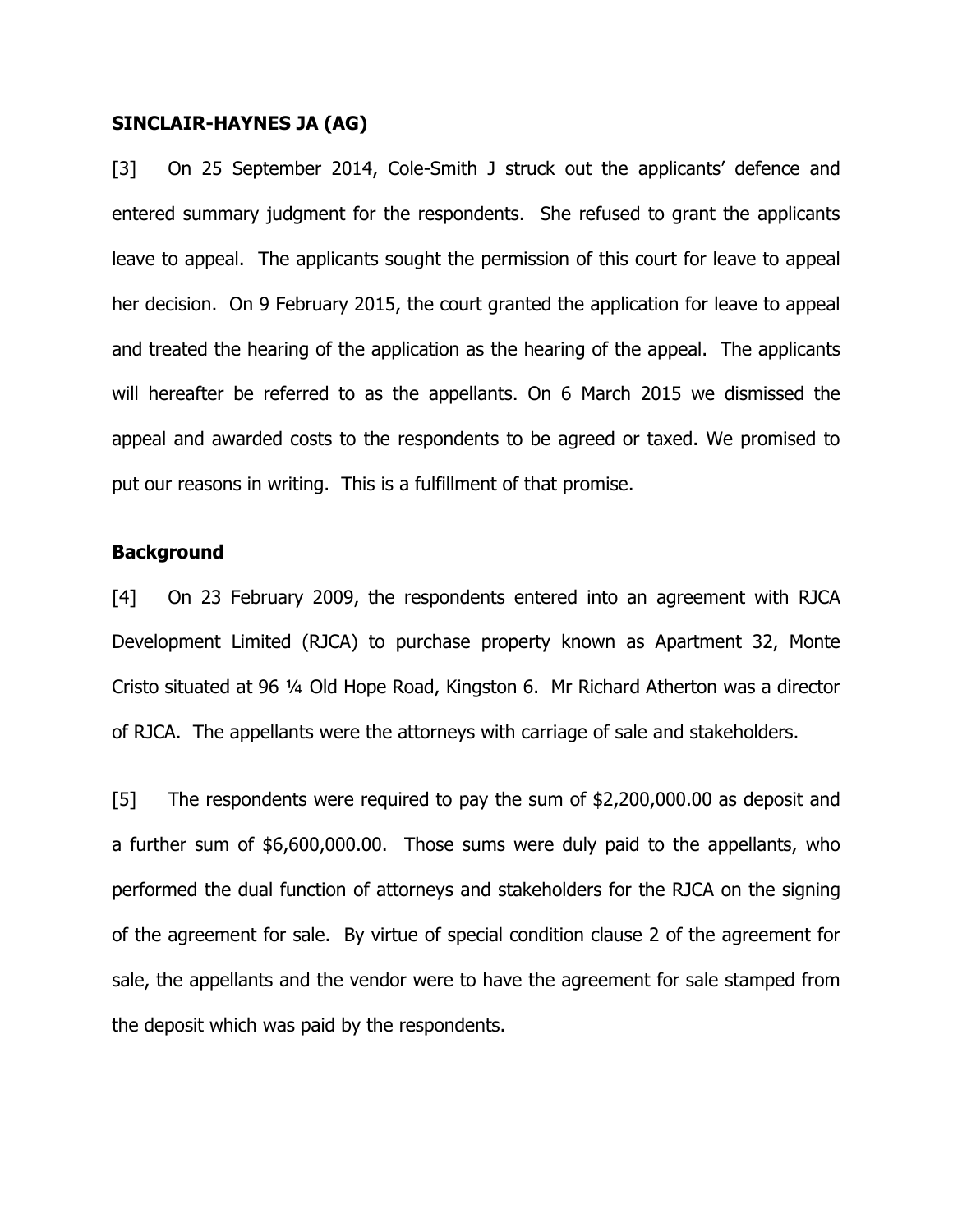**SINCLAIR-HAYNES JA (AG)**

[3] On 25 September 2014, Cole-Smith J struck out the applicants' defence and entered summary judgment for the respondents. She refused to grant the applicants leave to appeal. The applicants sought the permission of this court for leave to appeal her decision. On 9 February 2015, the court granted the application for leave to appeal and treated the hearing of the application as the hearing of the appeal. The applicants will hereafter be referred to as the appellants. On 6 March 2015 we dismissed the appeal and awarded costs to the respondents to be agreed or taxed. We promised to put our reasons in writing. This is a fulfillment of that promise.

**Background**

[4] On 23 February 2009, the respondents entered into an agreement with RJCA Development Limited (RJCA) to purchase property known as Apartment 32, Monte Cristo situated at 96 ¼ Old Hope Road, Kingston 6. Mr Richard Atherton was a director of RJCA. The appellants were the attorneys with carriage of sale and stakeholders.

[5] The respondents were required to pay the sum of $2,200,000.00 as deposit and a further sum of $6,600,000.00. Those sums were duly paid to the appellants, who performed the dual function of attorneys and stakeholders for the RJCA on the signing of the agreement for sale. By virtue of special condition clause 2 of the agreement for sale, the appellants and the vendor were to have the agreement for sale stamped from the deposit which was paid by the respondents.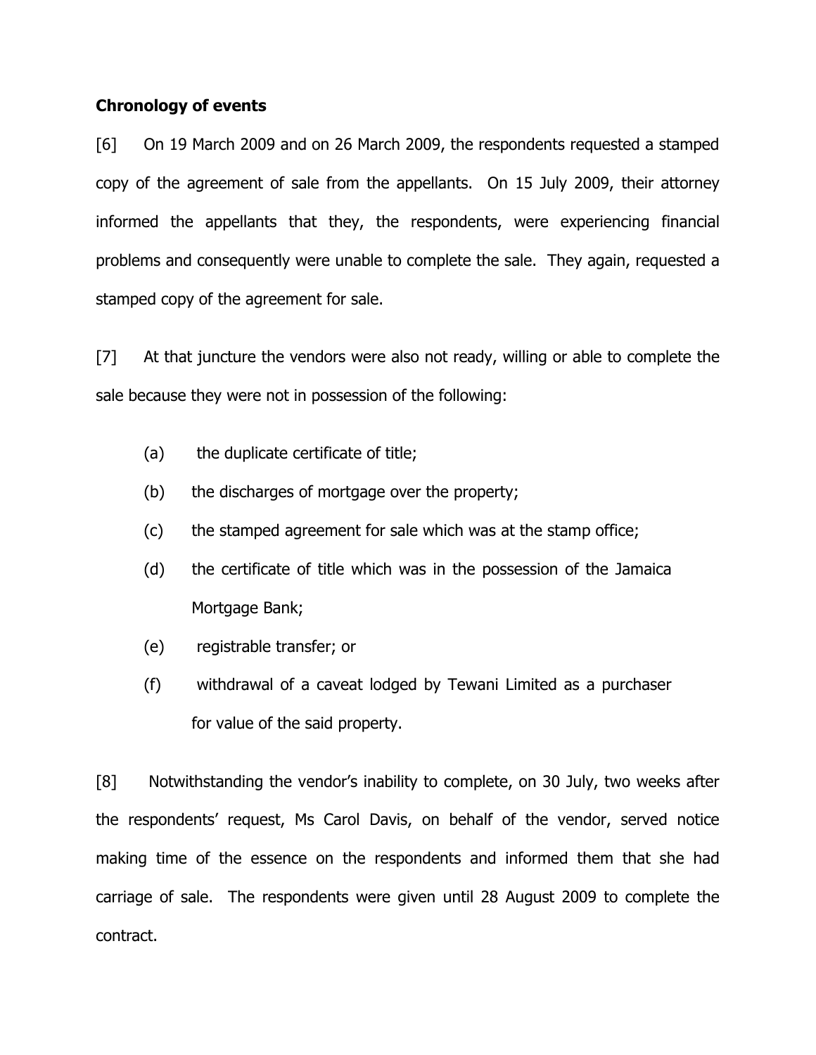**Chronology of events**

[6] On 19 March 2009 and on 26 March 2009, the respondents requested a stamped copy of the agreement of sale from the appellants. On 15 July 2009, their attorney informed the appellants that they, the respondents, were experiencing financial problems and consequently were unable to complete the sale. They again, requested a stamped copy of the agreement for sale.

[7] At that juncture the vendors were also not ready, willing or able to complete the sale because they were not in possession of the following:

(a) the duplicate certificate of title;

(b) the discharges of mortgage over the property;

(c) the stamped agreement for sale which was at the stamp office;

(d) the certificate of title which was in the possession of the Jamaica Mortgage Bank;

(e) registrable transfer; or

(f) withdrawal of a caveat lodged by Tewani Limited as a purchaser for value of the said property.

[8] Notwithstanding the vendor's inability to complete, on 30 July, two weeks after the respondents' request, Ms Carol Davis, on behalf of the vendor, served notice making time of the essence on the respondents and informed them that she had carriage of sale. The respondents were given until 28 August 2009 to complete the contract.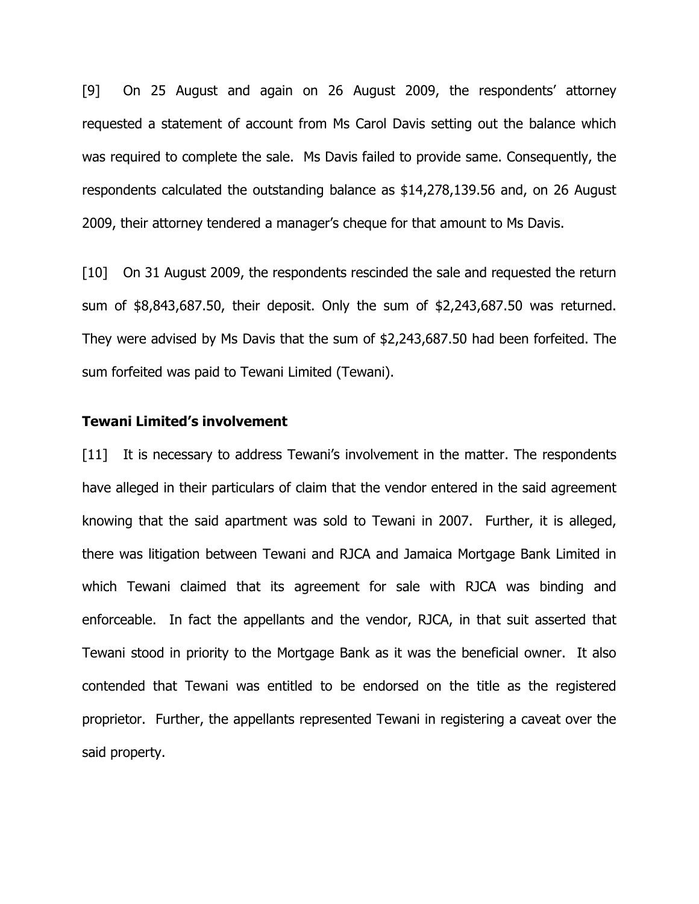[9] On 25 August and again on 26 August 2009, the respondents' attorney requested a statement of account from Ms Carol Davis setting out the balance which was required to complete the sale. Ms Davis failed to provide same. Consequently, the respondents calculated the outstanding balance as $14,278,139.56 and, on 26 August 2009, their attorney tendered a manager's cheque for that amount to Ms Davis.

[10] On 31 August 2009, the respondents rescinded the sale and requested the return sum of $8,843,687.50, their deposit. Only the sum of $2,243,687.50 was returned. They were advised by Ms Davis that the sum of $2,243,687.50 had been forfeited. The sum forfeited was paid to Tewani Limited (Tewani).

**Tewani Limited's involvement**

[11] It is necessary to address Tewani's involvement in the matter. The respondents have alleged in their particulars of claim that the vendor entered in the said agreement knowing that the said apartment was sold to Tewani in 2007. Further, it is alleged, there was litigation between Tewani and RJCA and Jamaica Mortgage Bank Limited in which Tewani claimed that its agreement for sale with RJCA was binding and enforceable. In fact the appellants and the vendor, RJCA, in that suit asserted that Tewani stood in priority to the Mortgage Bank as it was the beneficial owner. It also contended that Tewani was entitled to be endorsed on the title as the registered proprietor. Further, the appellants represented Tewani in registering a caveat over the said property.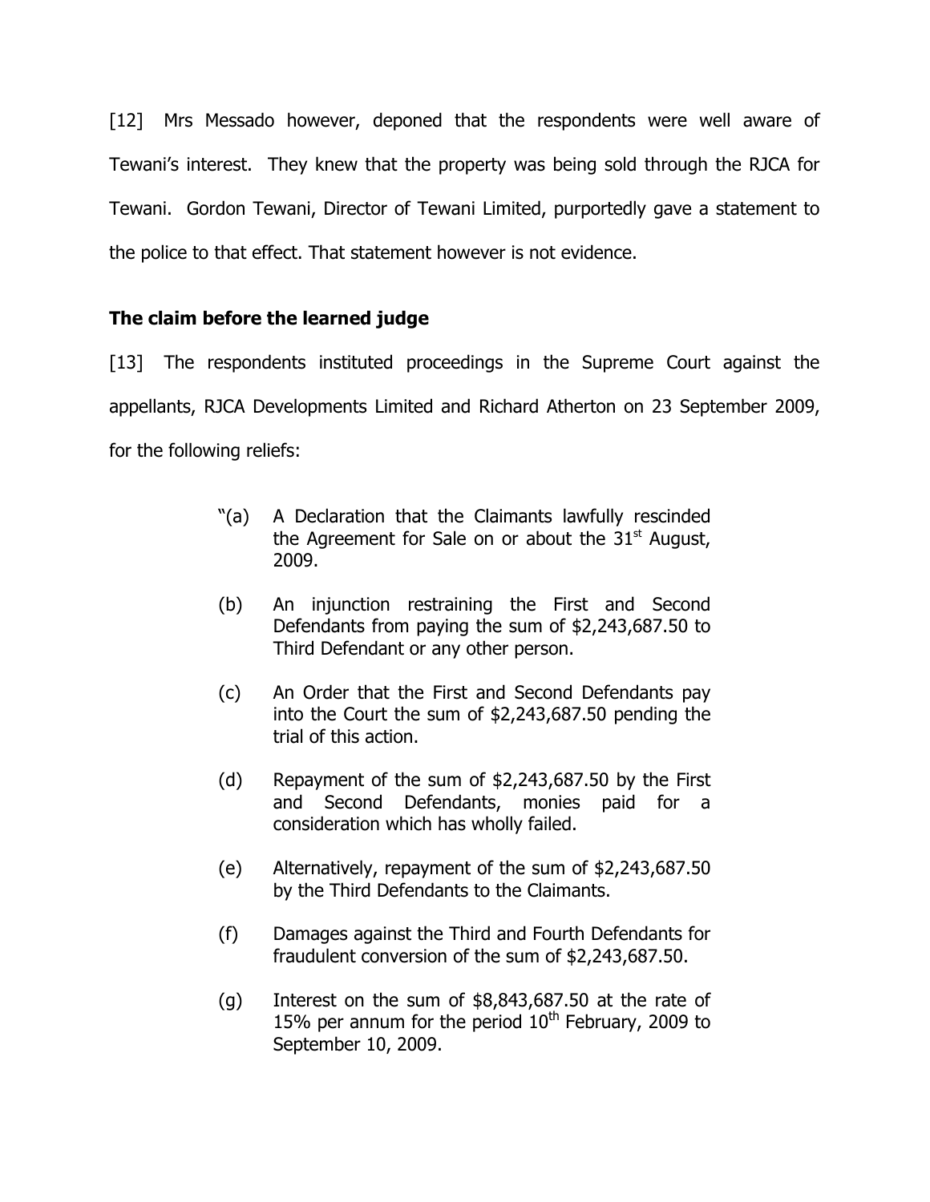[12] Mrs Messado however, deponed that the respondents were well aware of Tewani's interest. They knew that the property was being sold through the RJCA for Tewani. Gordon Tewani, Director of Tewani Limited, purportedly gave a statement to the police to that effect. That statement however is not evidence.

**The claim before the learned judge**

[13] The respondents instituted proceedings in the Supreme Court against the appellants, RJCA Developments Limited and Richard Atherton on 23 September 2009, for the following reliefs:

> "(a) A Declaration that the Claimants lawfully rescinded the Agreement for Sale on or about the 31st August, 2009.
>
> (b) An injunction restraining the First and Second Defendants from paying the sum of $2,243,687.50 to Third Defendant or any other person.
>
> (c) An Order that the First and Second Defendants pay into the Court the sum of $2,243,687.50 pending the trial of this action.
>
> (d) Repayment of the sum of $2,243,687.50 by the First and Second Defendants, monies paid for a consideration which has wholly failed.
>
> (e) Alternatively, repayment of the sum of $2,243,687.50 by the Third Defendants to the Claimants.
>
> (f) Damages against the Third and Fourth Defendants for fraudulent conversion of the sum of $2,243,687.50.
>
> (g) Interest on the sum of $8,843,687.50 at the rate of 15% per annum for the period 10th February, 2009 to September 10, 2009.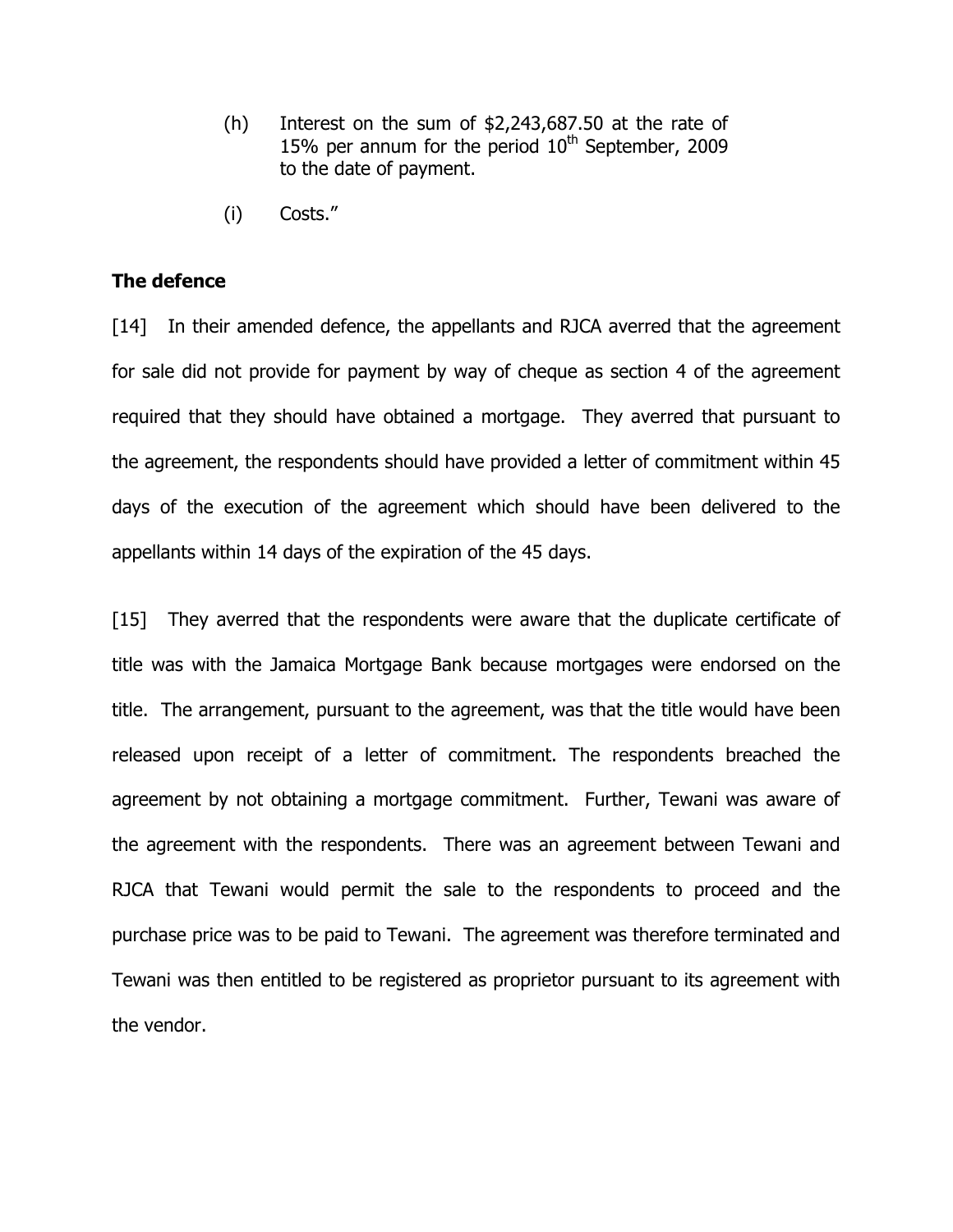(h) Interest on the sum of $2,243,687.50 at the rate of 15% per annum for the period 10th September, 2009 to the date of payment.

(i) Costs."

**The defence**

[14] In their amended defence, the appellants and RJCA averred that the agreement for sale did not provide for payment by way of cheque as section 4 of the agreement required that they should have obtained a mortgage. They averred that pursuant to the agreement, the respondents should have provided a letter of commitment within 45 days of the execution of the agreement which should have been delivered to the appellants within 14 days of the expiration of the 45 days.

[15] They averred that the respondents were aware that the duplicate certificate of title was with the Jamaica Mortgage Bank because mortgages were endorsed on the title. The arrangement, pursuant to the agreement, was that the title would have been released upon receipt of a letter of commitment. The respondents breached the agreement by not obtaining a mortgage commitment. Further, Tewani was aware of the agreement with the respondents. There was an agreement between Tewani and RJCA that Tewani would permit the sale to the respondents to proceed and the purchase price was to be paid to Tewani. The agreement was therefore terminated and Tewani was then entitled to be registered as proprietor pursuant to its agreement with the vendor.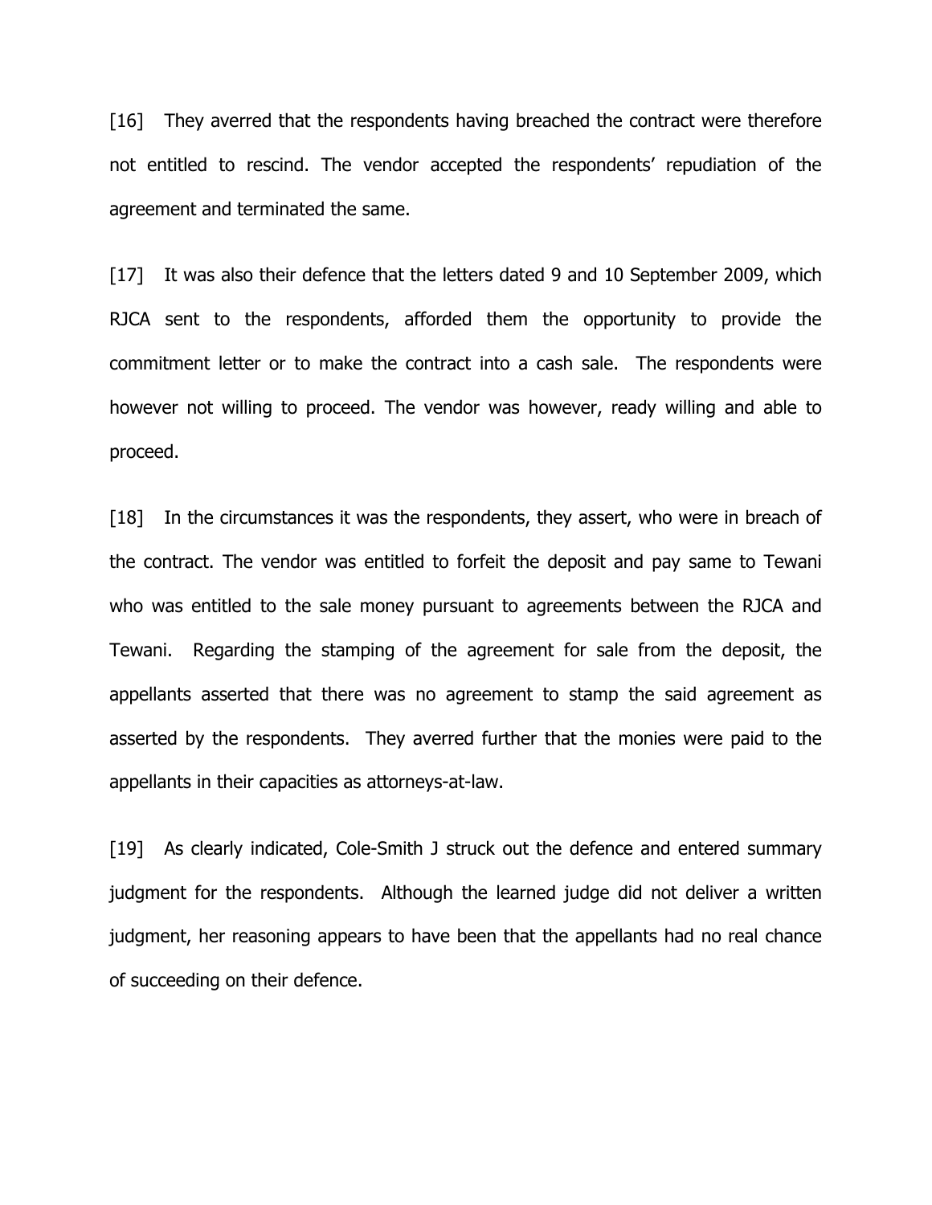[16] They averred that the respondents having breached the contract were therefore not entitled to rescind. The vendor accepted the respondents' repudiation of the agreement and terminated the same.

[17] It was also their defence that the letters dated 9 and 10 September 2009, which RJCA sent to the respondents, afforded them the opportunity to provide the commitment letter or to make the contract into a cash sale. The respondents were however not willing to proceed. The vendor was however, ready willing and able to proceed.

[18] In the circumstances it was the respondents, they assert, who were in breach of the contract. The vendor was entitled to forfeit the deposit and pay same to Tewani who was entitled to the sale money pursuant to agreements between the RJCA and Tewani. Regarding the stamping of the agreement for sale from the deposit, the appellants asserted that there was no agreement to stamp the said agreement as asserted by the respondents. They averred further that the monies were paid to the appellants in their capacities as attorneys-at-law.

[19] As clearly indicated, Cole-Smith J struck out the defence and entered summary judgment for the respondents. Although the learned judge did not deliver a written judgment, her reasoning appears to have been that the appellants had no real chance of succeeding on their defence.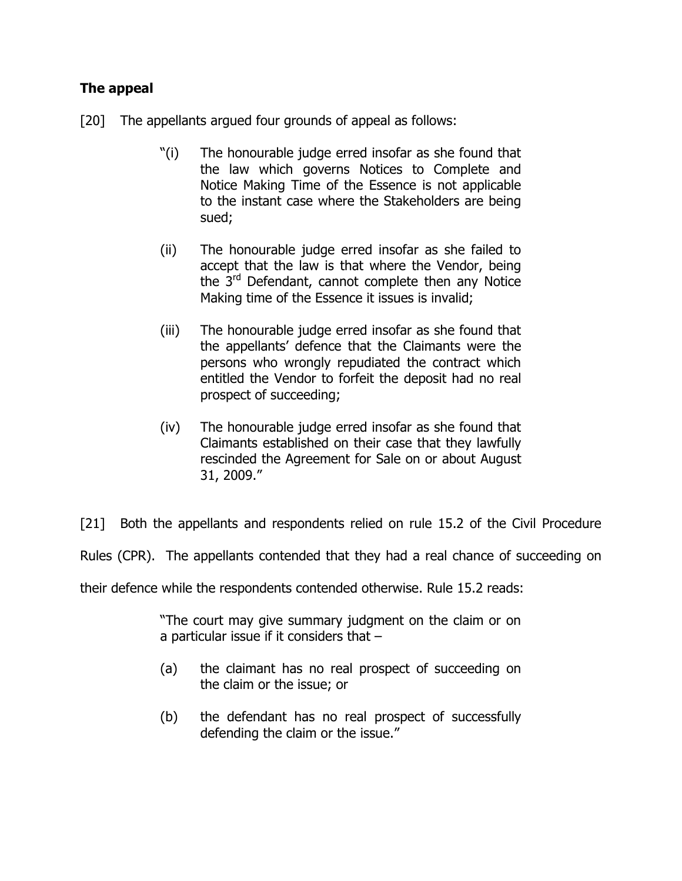## The appeal

[20] The appellants argued four grounds of appeal as follows:

> "(i) The honourable judge erred insofar as she found that the law which governs Notices to Complete and Notice Making Time of the Essence is not applicable to the instant case where the Stakeholders are being sued;
>
> (ii) The honourable judge erred insofar as she failed to accept that the law is that where the Vendor, being the 3rd Defendant, cannot complete then any Notice Making time of the Essence it issues is invalid;
>
> (iii) The honourable judge erred insofar as she found that the appellants' defence that the Claimants were the persons who wrongly repudiated the contract which entitled the Vendor to forfeit the deposit had no real prospect of succeeding;
>
> (iv) The honourable judge erred insofar as she found that Claimants established on their case that they lawfully rescinded the Agreement for Sale on or about August 31, 2009."

[21] Both the appellants and respondents relied on rule 15.2 of the Civil Procedure Rules (CPR). The appellants contended that they had a real chance of succeeding on their defence while the respondents contended otherwise. Rule 15.2 reads:

> "The court may give summary judgment on the claim or on a particular issue if it considers that –
>
> (a) the claimant has no real prospect of succeeding on the claim or the issue; or
>
> (b) the defendant has no real prospect of successfully defending the claim or the issue."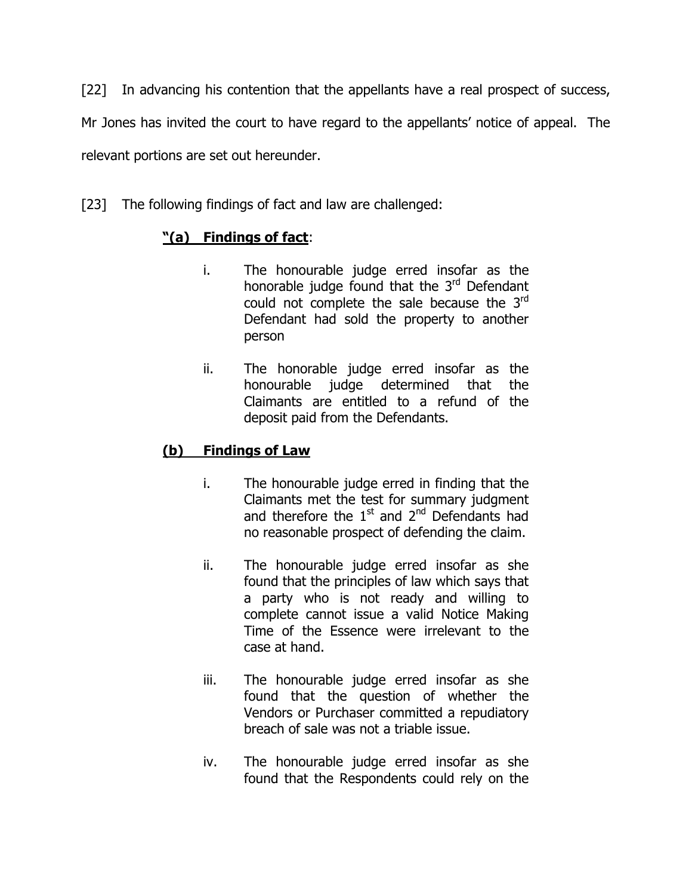[22] In advancing his contention that the appellants have a real prospect of success, Mr Jones has invited the court to have regard to the appellants' notice of appeal. The relevant portions are set out hereunder.

[23] The following findings of fact and law are challenged:

> **"(a) <u>Findings of fact</u>**:
>
> i. The honourable judge erred insofar as the honorable judge found that the 3rd Defendant could not complete the sale because the 3rd Defendant had sold the property to another person
>
> ii. The honorable judge erred insofar as the honourable judge determined that the Claimants are entitled to a refund of the deposit paid from the Defendants.
>
> **(b) <u>Findings of Law</u>**
>
> i. The honourable judge erred in finding that the Claimants met the test for summary judgment and therefore the 1st and 2nd Defendants had no reasonable prospect of defending the claim.
>
> ii. The honourable judge erred insofar as she found that the principles of law which says that a party who is not ready and willing to complete cannot issue a valid Notice Making Time of the Essence were irrelevant to the case at hand.
>
> iii. The honourable judge erred insofar as she found that the question of whether the Vendors or Purchaser committed a repudiatory breach of sale was not a triable issue.
>
> iv. The honourable judge erred insofar as she found that the Respondents could rely on the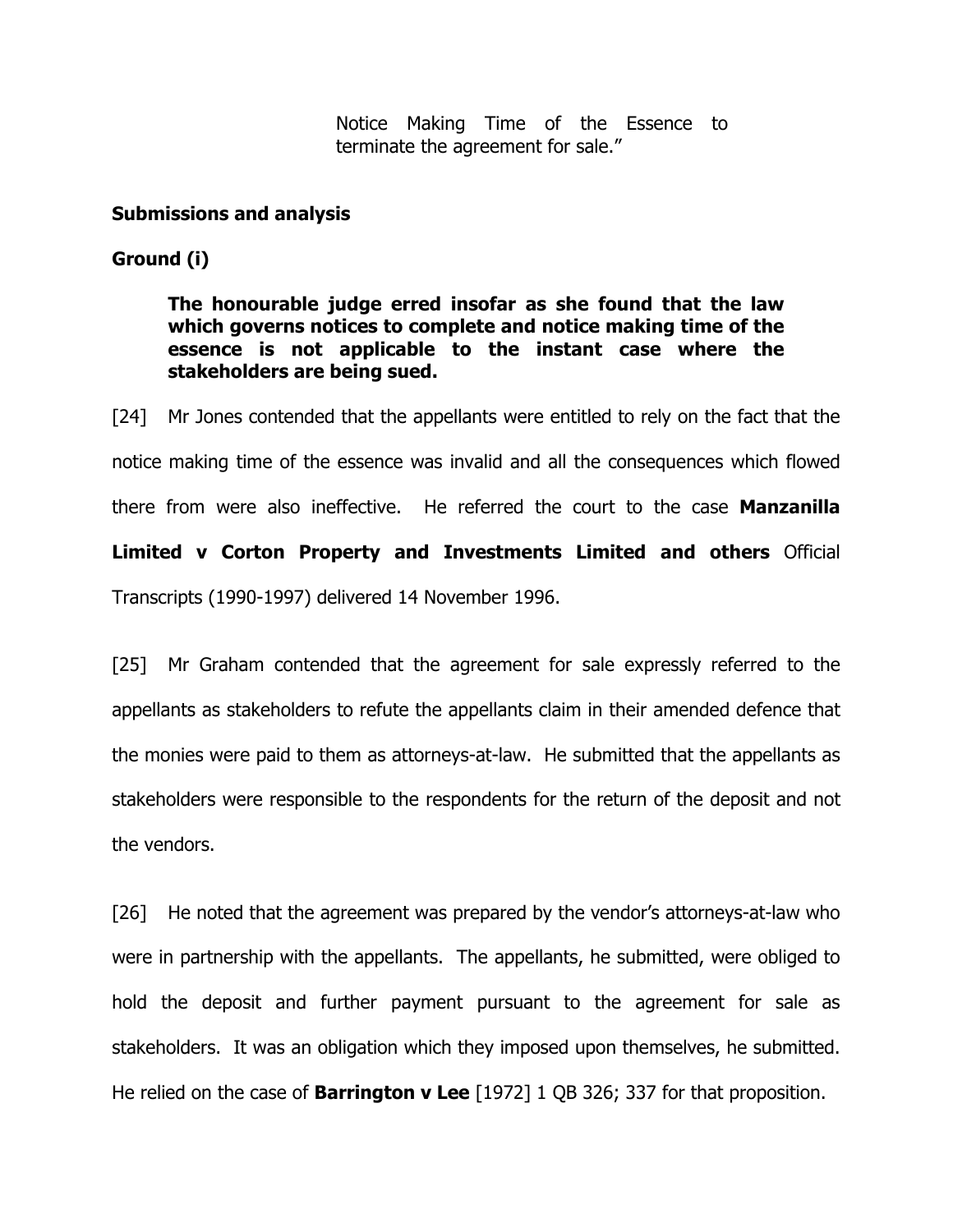> Notice Making Time of the Essence to terminate the agreement for sale."

**Submissions and analysis**

**Ground (i)**

> **The honourable judge erred insofar as she found that the law which governs notices to complete and notice making time of the essence is not applicable to the instant case where the stakeholders are being sued.**

[24] Mr Jones contended that the appellants were entitled to rely on the fact that the notice making time of the essence was invalid and all the consequences which flowed there from were also ineffective. He referred the court to the case **Manzanilla Limited v Corton Property and Investments Limited and others** Official Transcripts (1990-1997) delivered 14 November 1996.

[25] Mr Graham contended that the agreement for sale expressly referred to the appellants as stakeholders to refute the appellants claim in their amended defence that the monies were paid to them as attorneys-at-law. He submitted that the appellants as stakeholders were responsible to the respondents for the return of the deposit and not the vendors.

[26] He noted that the agreement was prepared by the vendor's attorneys-at-law who were in partnership with the appellants. The appellants, he submitted, were obliged to hold the deposit and further payment pursuant to the agreement for sale as stakeholders. It was an obligation which they imposed upon themselves, he submitted. He relied on the case of **Barrington v Lee** [1972] 1 QB 326; 337 for that proposition.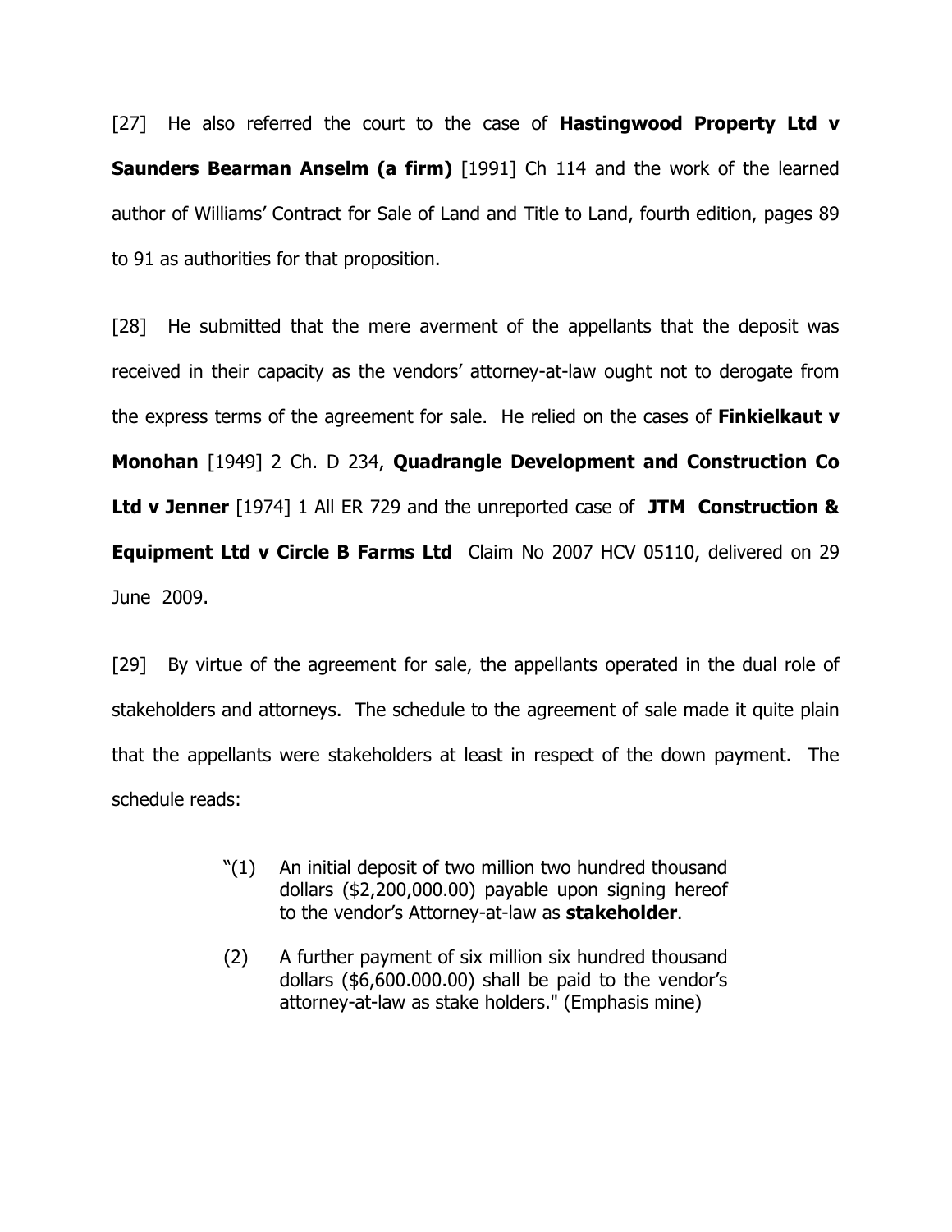[27] He also referred the court to the case of **Hastingwood Property Ltd v Saunders Bearman Anselm (a firm)** [1991] Ch 114 and the work of the learned author of Williams' Contract for Sale of Land and Title to Land, fourth edition, pages 89 to 91 as authorities for that proposition.

[28] He submitted that the mere averment of the appellants that the deposit was received in their capacity as the vendors' attorney-at-law ought not to derogate from the express terms of the agreement for sale. He relied on the cases of **Finkielkaut v Monohan** [1949] 2 Ch. D 234, **Quadrangle Development and Construction Co Ltd v Jenner** [1974] 1 All ER 729 and the unreported case of **JTM Construction & Equipment Ltd v Circle B Farms Ltd** Claim No 2007 HCV 05110, delivered on 29 June 2009.

[29] By virtue of the agreement for sale, the appellants operated in the dual role of stakeholders and attorneys. The schedule to the agreement of sale made it quite plain that the appellants were stakeholders at least in respect of the down payment. The schedule reads:

> "(1) An initial deposit of two million two hundred thousand dollars ($2,200,000.00) payable upon signing hereof to the vendor's Attorney-at-law as **stakeholder**.
>
> (2) A further payment of six million six hundred thousand dollars ($6,600.000.00) shall be paid to the vendor's attorney-at-law as stake holders." (Emphasis mine)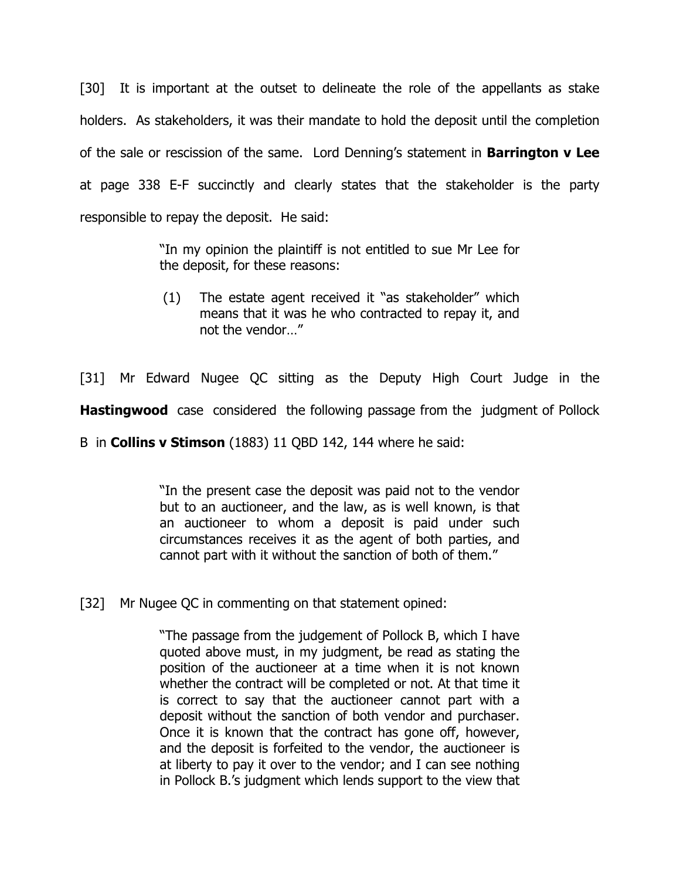[30] It is important at the outset to delineate the role of the appellants as stake holders. As stakeholders, it was their mandate to hold the deposit until the completion of the sale or rescission of the same. Lord Denning's statement in **Barrington v Lee** at page 338 E-F succinctly and clearly states that the stakeholder is the party responsible to repay the deposit. He said:

> "In my opinion the plaintiff is not entitled to sue Mr Lee for the deposit, for these reasons:
>
> (1) The estate agent received it "as stakeholder" which means that it was he who contracted to repay it, and not the vendor…"

[31] Mr Edward Nugee QC sitting as the Deputy High Court Judge in the **Hastingwood** case considered the following passage from the judgment of Pollock B in **Collins v Stimson** (1883) 11 QBD 142, 144 where he said:

> "In the present case the deposit was paid not to the vendor but to an auctioneer, and the law, as is well known, is that an auctioneer to whom a deposit is paid under such circumstances receives it as the agent of both parties, and cannot part with it without the sanction of both of them."

[32] Mr Nugee QC in commenting on that statement opined:

> "The passage from the judgement of Pollock B, which I have quoted above must, in my judgment, be read as stating the position of the auctioneer at a time when it is not known whether the contract will be completed or not. At that time it is correct to say that the auctioneer cannot part with a deposit without the sanction of both vendor and purchaser. Once it is known that the contract has gone off, however, and the deposit is forfeited to the vendor, the auctioneer is at liberty to pay it over to the vendor; and I can see nothing in Pollock B.'s judgment which lends support to the view that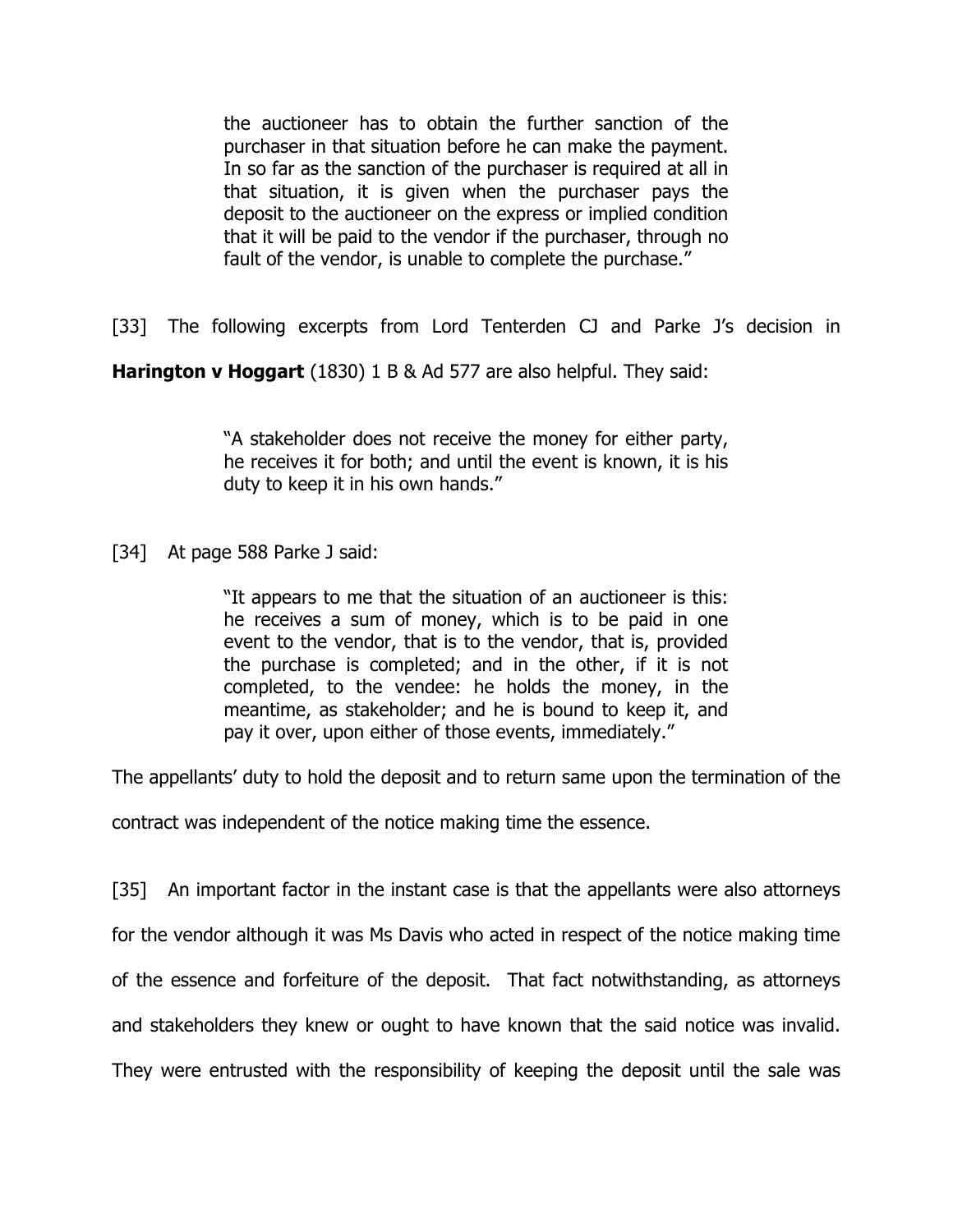> the auctioneer has to obtain the further sanction of the purchaser in that situation before he can make the payment. In so far as the sanction of the purchaser is required at all in that situation, it is given when the purchaser pays the deposit to the auctioneer on the express or implied condition that it will be paid to the vendor if the purchaser, through no fault of the vendor, is unable to complete the purchase."

[33] The following excerpts from Lord Tenterden CJ and Parke J's decision in **Harington v Hoggart** (1830) 1 B & Ad 577 are also helpful. They said:

> "A stakeholder does not receive the money for either party, he receives it for both; and until the event is known, it is his duty to keep it in his own hands."

[34] At page 588 Parke J said:

> "It appears to me that the situation of an auctioneer is this: he receives a sum of money, which is to be paid in one event to the vendor, that is to the vendor, that is, provided the purchase is completed; and in the other, if it is not completed, to the vendee: he holds the money, in the meantime, as stakeholder; and he is bound to keep it, and pay it over, upon either of those events, immediately."

The appellants' duty to hold the deposit and to return same upon the termination of the contract was independent of the notice making time the essence.

[35] An important factor in the instant case is that the appellants were also attorneys for the vendor although it was Ms Davis who acted in respect of the notice making time of the essence and forfeiture of the deposit. That fact notwithstanding, as attorneys and stakeholders they knew or ought to have known that the said notice was invalid. They were entrusted with the responsibility of keeping the deposit until the sale was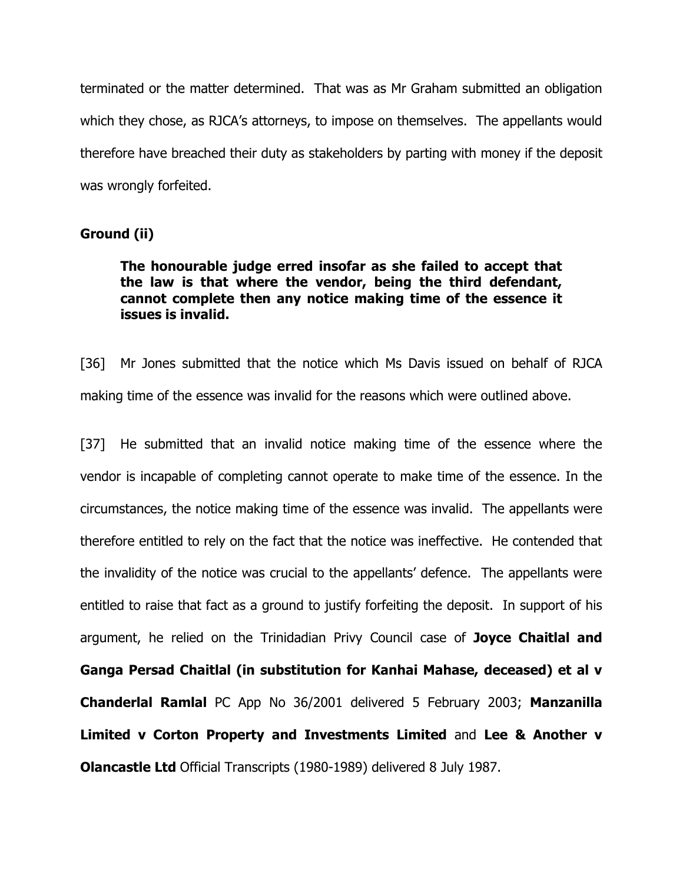terminated or the matter determined. That was as Mr Graham submitted an obligation which they chose, as RJCA's attorneys, to impose on themselves. The appellants would therefore have breached their duty as stakeholders by parting with money if the deposit was wrongly forfeited.

### Ground (ii)

> **The honourable judge erred insofar as she failed to accept that the law is that where the vendor, being the third defendant, cannot complete then any notice making time of the essence it issues is invalid.**

[36] Mr Jones submitted that the notice which Ms Davis issued on behalf of RJCA making time of the essence was invalid for the reasons which were outlined above.

[37] He submitted that an invalid notice making time of the essence where the vendor is incapable of completing cannot operate to make time of the essence. In the circumstances, the notice making time of the essence was invalid. The appellants were therefore entitled to rely on the fact that the notice was ineffective. He contended that the invalidity of the notice was crucial to the appellants' defence. The appellants were entitled to raise that fact as a ground to justify forfeiting the deposit. In support of his argument, he relied on the Trinidadian Privy Council case of **Joyce Chaitlal and Ganga Persad Chaitlal (in substitution for Kanhai Mahase, deceased) et al v Chanderlal Ramlal** PC App No 36/2001 delivered 5 February 2003; **Manzanilla Limited v Corton Property and Investments Limited** and **Lee & Another v Olancastle Ltd** Official Transcripts (1980-1989) delivered 8 July 1987.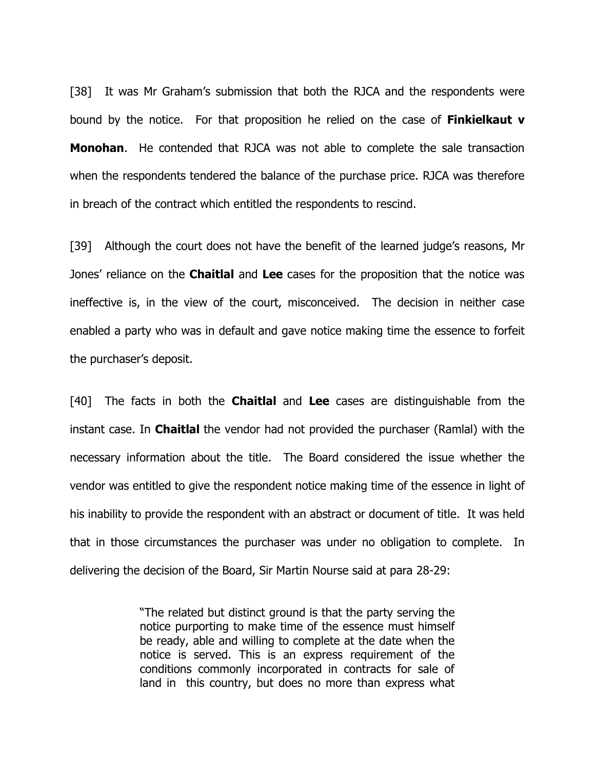[38] It was Mr Graham's submission that both the RJCA and the respondents were bound by the notice. For that proposition he relied on the case of **Finkielkaut v Monohan**. He contended that RJCA was not able to complete the sale transaction when the respondents tendered the balance of the purchase price. RJCA was therefore in breach of the contract which entitled the respondents to rescind.

[39] Although the court does not have the benefit of the learned judge's reasons, Mr Jones' reliance on the **Chaitlal** and **Lee** cases for the proposition that the notice was ineffective is, in the view of the court, misconceived. The decision in neither case enabled a party who was in default and gave notice making time the essence to forfeit the purchaser's deposit.

[40] The facts in both the **Chaitlal** and **Lee** cases are distinguishable from the instant case. In **Chaitlal** the vendor had not provided the purchaser (Ramlal) with the necessary information about the title. The Board considered the issue whether the vendor was entitled to give the respondent notice making time of the essence in light of his inability to provide the respondent with an abstract or document of title. It was held that in those circumstances the purchaser was under no obligation to complete. In delivering the decision of the Board, Sir Martin Nourse said at para 28-29:

> "The related but distinct ground is that the party serving the notice purporting to make time of the essence must himself be ready, able and willing to complete at the date when the notice is served. This is an express requirement of the conditions commonly incorporated in contracts for sale of land in this country, but does no more than express what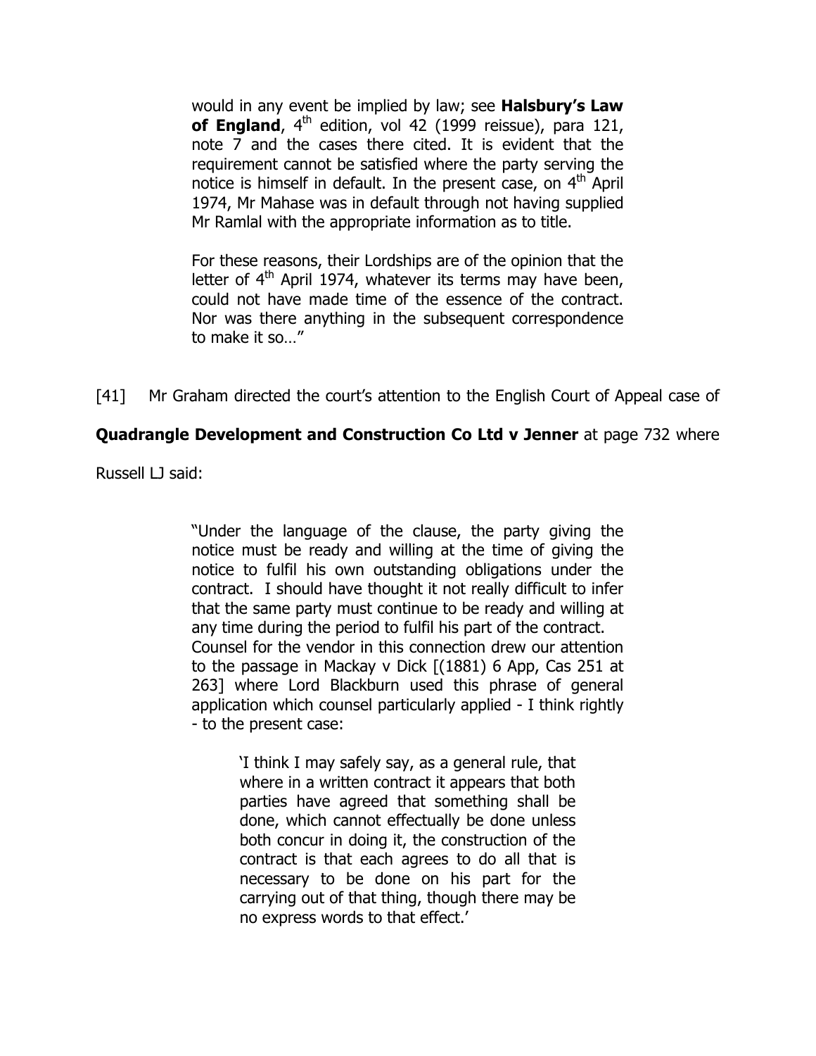> would in any event be implied by law; see **Halsbury's Law of England**, 4th edition, vol 42 (1999 reissue), para 121, note 7 and the cases there cited. It is evident that the requirement cannot be satisfied where the party serving the notice is himself in default. In the present case, on 4th April 1974, Mr Mahase was in default through not having supplied Mr Ramlal with the appropriate information as to title.
>
> For these reasons, their Lordships are of the opinion that the letter of 4th April 1974, whatever its terms may have been, could not have made time of the essence of the contract. Nor was there anything in the subsequent correspondence to make it so…"

[41] Mr Graham directed the court's attention to the English Court of Appeal case of **Quadrangle Development and Construction Co Ltd v Jenner** at page 732 where Russell LJ said:

> "Under the language of the clause, the party giving the notice must be ready and willing at the time of giving the notice to fulfil his own outstanding obligations under the contract. I should have thought it not really difficult to infer that the same party must continue to be ready and willing at any time during the period to fulfil his part of the contract. Counsel for the vendor in this connection drew our attention to the passage in Mackay v Dick [(1881) 6 App, Cas 251 at 263] where Lord Blackburn used this phrase of general application which counsel particularly applied - I think rightly - to the present case:
>
> > 'I think I may safely say, as a general rule, that where in a written contract it appears that both parties have agreed that something shall be done, which cannot effectually be done unless both concur in doing it, the construction of the contract is that each agrees to do all that is necessary to be done on his part for the carrying out of that thing, though there may be no express words to that effect.'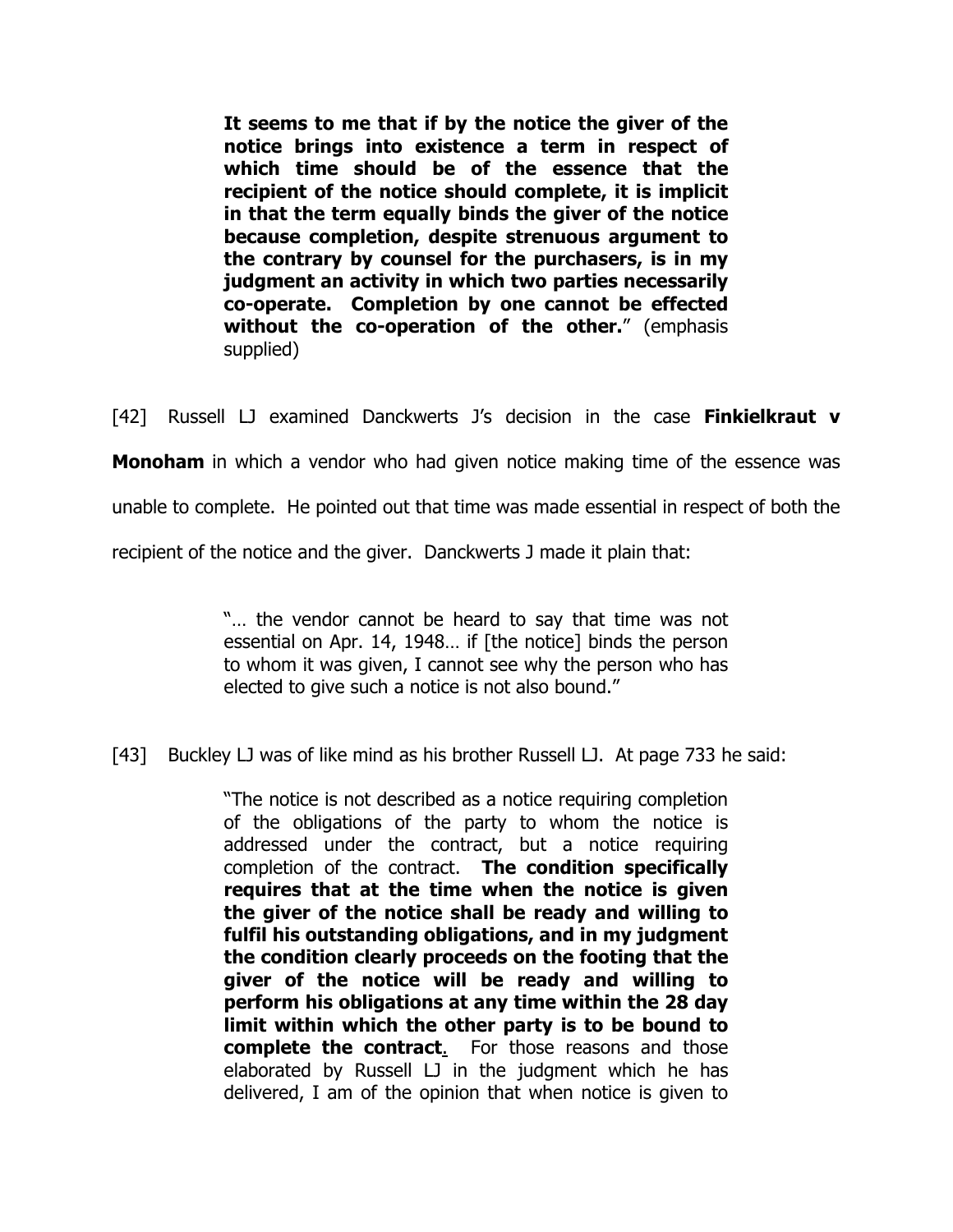> **It seems to me that if by the notice the giver of the notice brings into existence a term in respect of which time should be of the essence that the recipient of the notice should complete, it is implicit in that the term equally binds the giver of the notice because completion, despite strenuous argument to the contrary by counsel for the purchasers, is in my judgment an activity in which two parties necessarily co-operate. Completion by one cannot be effected without the co-operation of the other.**" (emphasis supplied)

[42] Russell LJ examined Danckwerts J's decision in the case **Finkielkraut v Monoham** in which a vendor who had given notice making time of the essence was unable to complete. He pointed out that time was made essential in respect of both the recipient of the notice and the giver. Danckwerts J made it plain that:

> "… the vendor cannot be heard to say that time was not essential on Apr. 14, 1948… if [the notice] binds the person to whom it was given, I cannot see why the person who has elected to give such a notice is not also bound."

[43] Buckley LJ was of like mind as his brother Russell LJ. At page 733 he said:

> "The notice is not described as a notice requiring completion of the obligations of the party to whom the notice is addressed under the contract, but a notice requiring completion of the contract. **The condition specifically requires that at the time when the notice is given the giver of the notice shall be ready and willing to fulfil his outstanding obligations, and in my judgment the condition clearly proceeds on the footing that the giver of the notice will be ready and willing to perform his obligations at any time within the 28 day limit within which the other party is to be bound to complete the contract**. For those reasons and those elaborated by Russell LJ in the judgment which he has delivered, I am of the opinion that when notice is given to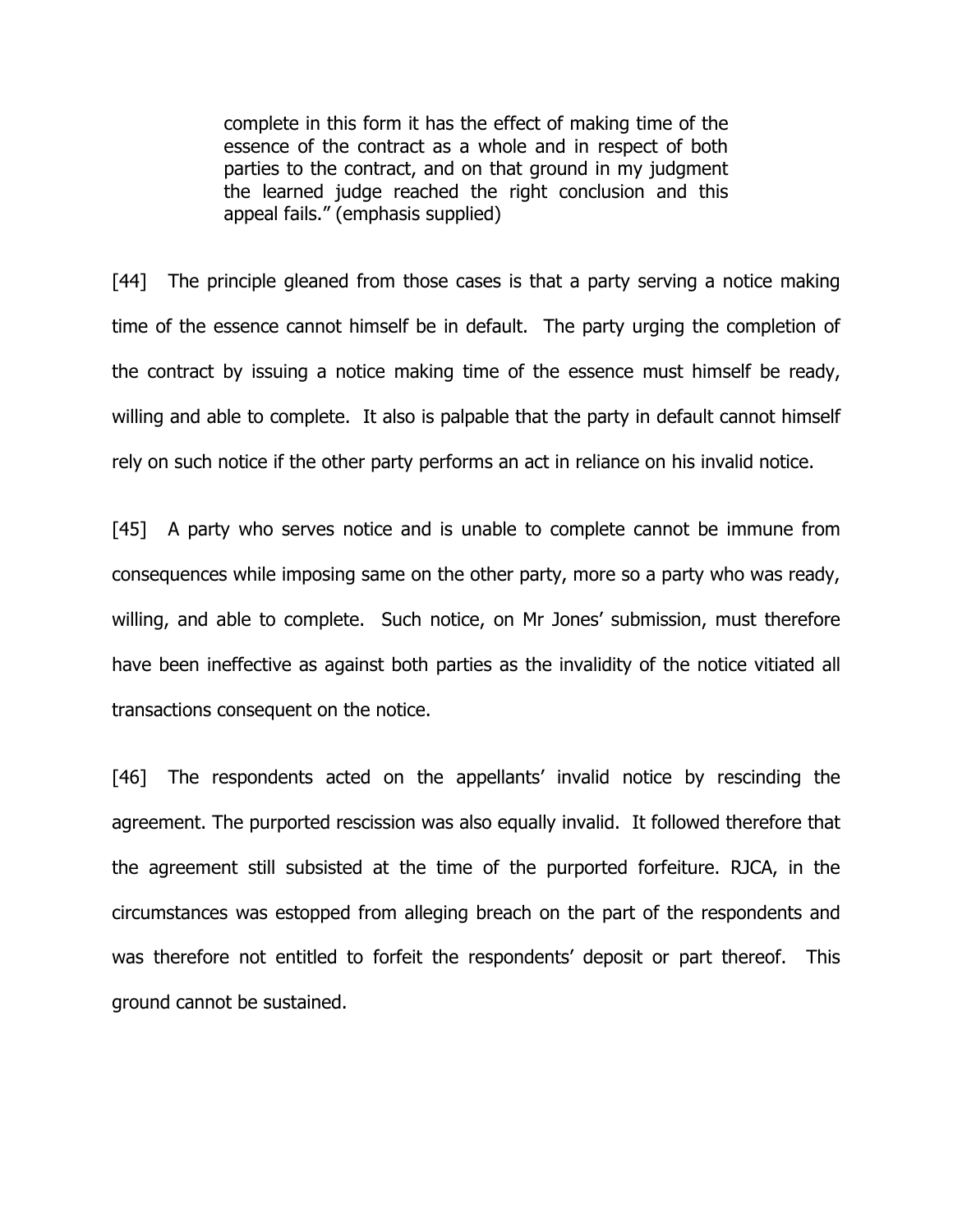> complete in this form it has the effect of making time of the essence of the contract as a whole and in respect of both parties to the contract, and on that ground in my judgment the learned judge reached the right conclusion and this appeal fails." (emphasis supplied)

[44] The principle gleaned from those cases is that a party serving a notice making time of the essence cannot himself be in default. The party urging the completion of the contract by issuing a notice making time of the essence must himself be ready, willing and able to complete. It also is palpable that the party in default cannot himself rely on such notice if the other party performs an act in reliance on his invalid notice.

[45] A party who serves notice and is unable to complete cannot be immune from consequences while imposing same on the other party, more so a party who was ready, willing, and able to complete. Such notice, on Mr Jones' submission, must therefore have been ineffective as against both parties as the invalidity of the notice vitiated all transactions consequent on the notice.

[46] The respondents acted on the appellants' invalid notice by rescinding the agreement. The purported rescission was also equally invalid. It followed therefore that the agreement still subsisted at the time of the purported forfeiture. RJCA, in the circumstances was estopped from alleging breach on the part of the respondents and was therefore not entitled to forfeit the respondents' deposit or part thereof. This ground cannot be sustained.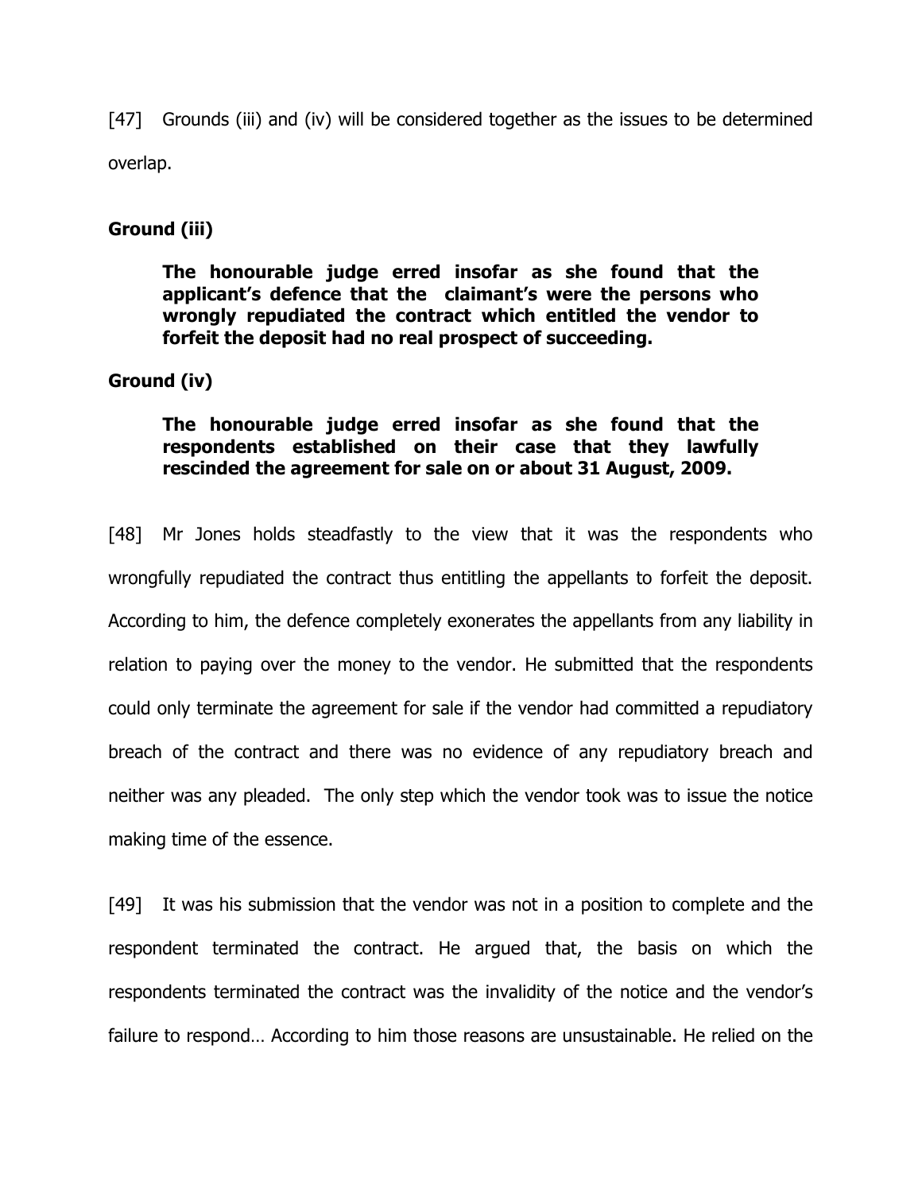[47] Grounds (iii) and (iv) will be considered together as the issues to be determined overlap.

**Ground (iii)**

> **The honourable judge erred insofar as she found that the applicant's defence that the claimant's were the persons who wrongly repudiated the contract which entitled the vendor to forfeit the deposit had no real prospect of succeeding.**

**Ground (iv)**

> **The honourable judge erred insofar as she found that the respondents established on their case that they lawfully rescinded the agreement for sale on or about 31 August, 2009.**

[48] Mr Jones holds steadfastly to the view that it was the respondents who wrongfully repudiated the contract thus entitling the appellants to forfeit the deposit. According to him, the defence completely exonerates the appellants from any liability in relation to paying over the money to the vendor. He submitted that the respondents could only terminate the agreement for sale if the vendor had committed a repudiatory breach of the contract and there was no evidence of any repudiatory breach and neither was any pleaded. The only step which the vendor took was to issue the notice making time of the essence.

[49] It was his submission that the vendor was not in a position to complete and the respondent terminated the contract. He argued that, the basis on which the respondents terminated the contract was the invalidity of the notice and the vendor's failure to respond… According to him those reasons are unsustainable. He relied on the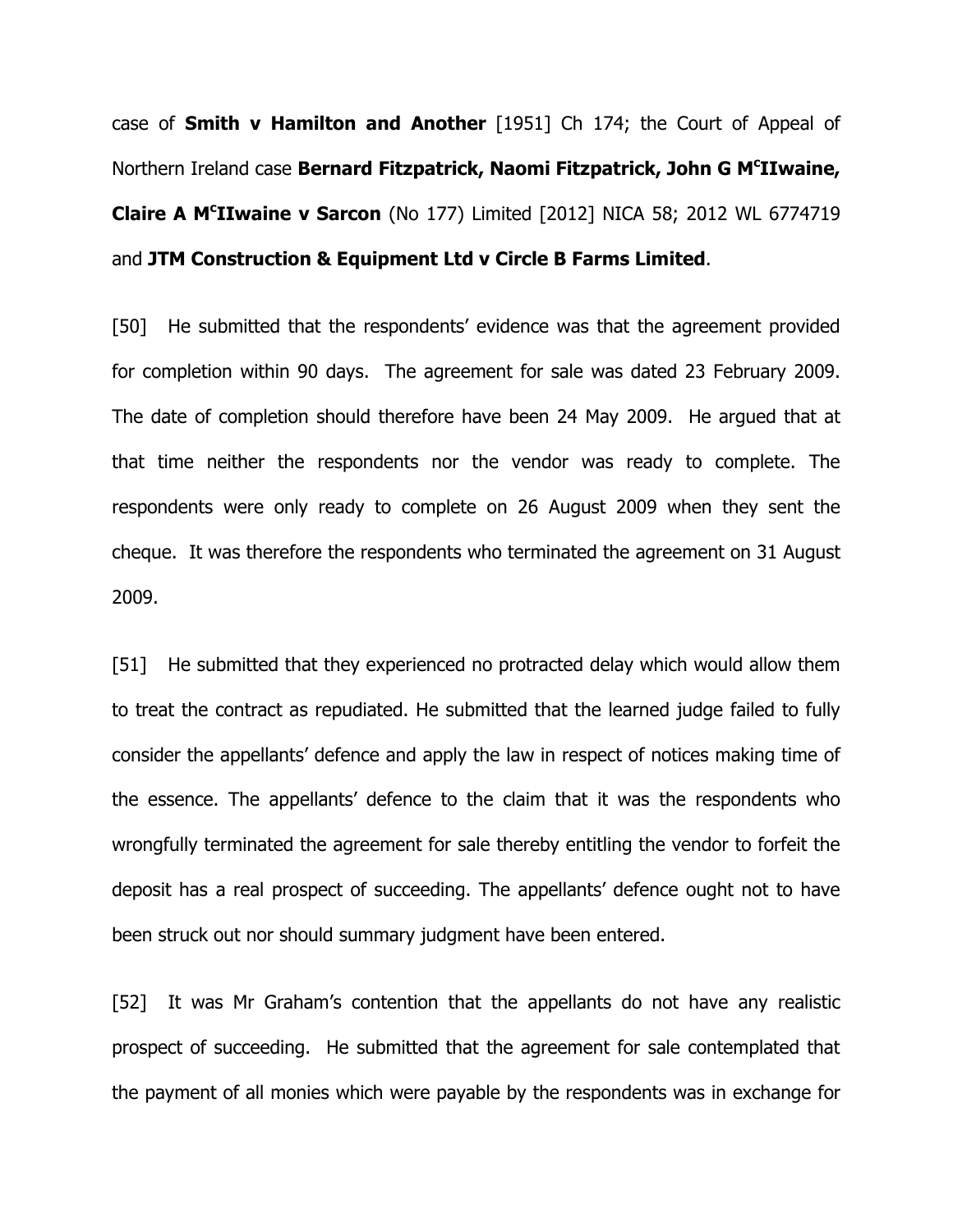case of **Smith v Hamilton and Another** [1951] Ch 174; the Court of Appeal of Northern Ireland case **Bernard Fitzpatrick, Naomi Fitzpatrick, John G McIlwaine, Claire A McIlwaine v Sarcon** (No 177) Limited [2012] NICA 58; 2012 WL 6774719 and **JTM Construction & Equipment Ltd v Circle B Farms Limited**.

[50] He submitted that the respondents' evidence was that the agreement provided for completion within 90 days. The agreement for sale was dated 23 February 2009. The date of completion should therefore have been 24 May 2009. He argued that at that time neither the respondents nor the vendor was ready to complete. The respondents were only ready to complete on 26 August 2009 when they sent the cheque. It was therefore the respondents who terminated the agreement on 31 August 2009.

[51] He submitted that they experienced no protracted delay which would allow them to treat the contract as repudiated. He submitted that the learned judge failed to fully consider the appellants' defence and apply the law in respect of notices making time of the essence. The appellants' defence to the claim that it was the respondents who wrongfully terminated the agreement for sale thereby entitling the vendor to forfeit the deposit has a real prospect of succeeding. The appellants' defence ought not to have been struck out nor should summary judgment have been entered.

[52] It was Mr Graham's contention that the appellants do not have any realistic prospect of succeeding. He submitted that the agreement for sale contemplated that the payment of all monies which were payable by the respondents was in exchange for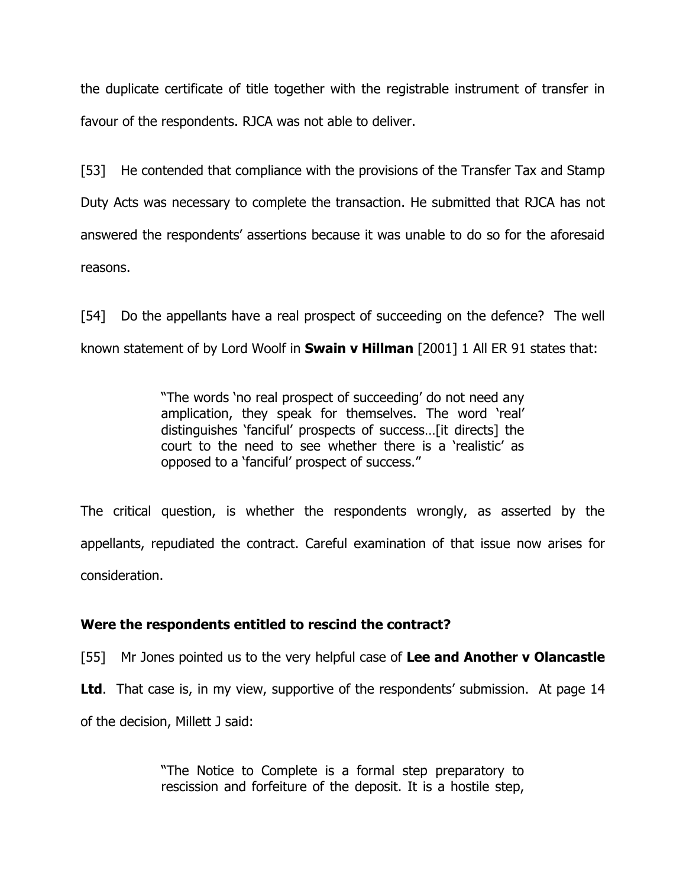the duplicate certificate of title together with the registrable instrument of transfer in favour of the respondents. RJCA was not able to deliver.

[53] He contended that compliance with the provisions of the Transfer Tax and Stamp Duty Acts was necessary to complete the transaction. He submitted that RJCA has not answered the respondents' assertions because it was unable to do so for the aforesaid reasons.

[54] Do the appellants have a real prospect of succeeding on the defence? The well known statement of by Lord Woolf in **Swain v Hillman** [2001] 1 All ER 91 states that:

> "The words 'no real prospect of succeeding' do not need any amplication, they speak for themselves. The word 'real' distinguishes 'fanciful' prospects of success…[it directs] the court to the need to see whether there is a 'realistic' as opposed to a 'fanciful' prospect of success."

The critical question, is whether the respondents wrongly, as asserted by the appellants, repudiated the contract. Careful examination of that issue now arises for consideration.

**Were the respondents entitled to rescind the contract?**

[55] Mr Jones pointed us to the very helpful case of **Lee and Another v Olancastle Ltd**. That case is, in my view, supportive of the respondents' submission. At page 14 of the decision, Millett J said:

> "The Notice to Complete is a formal step preparatory to rescission and forfeiture of the deposit. It is a hostile step,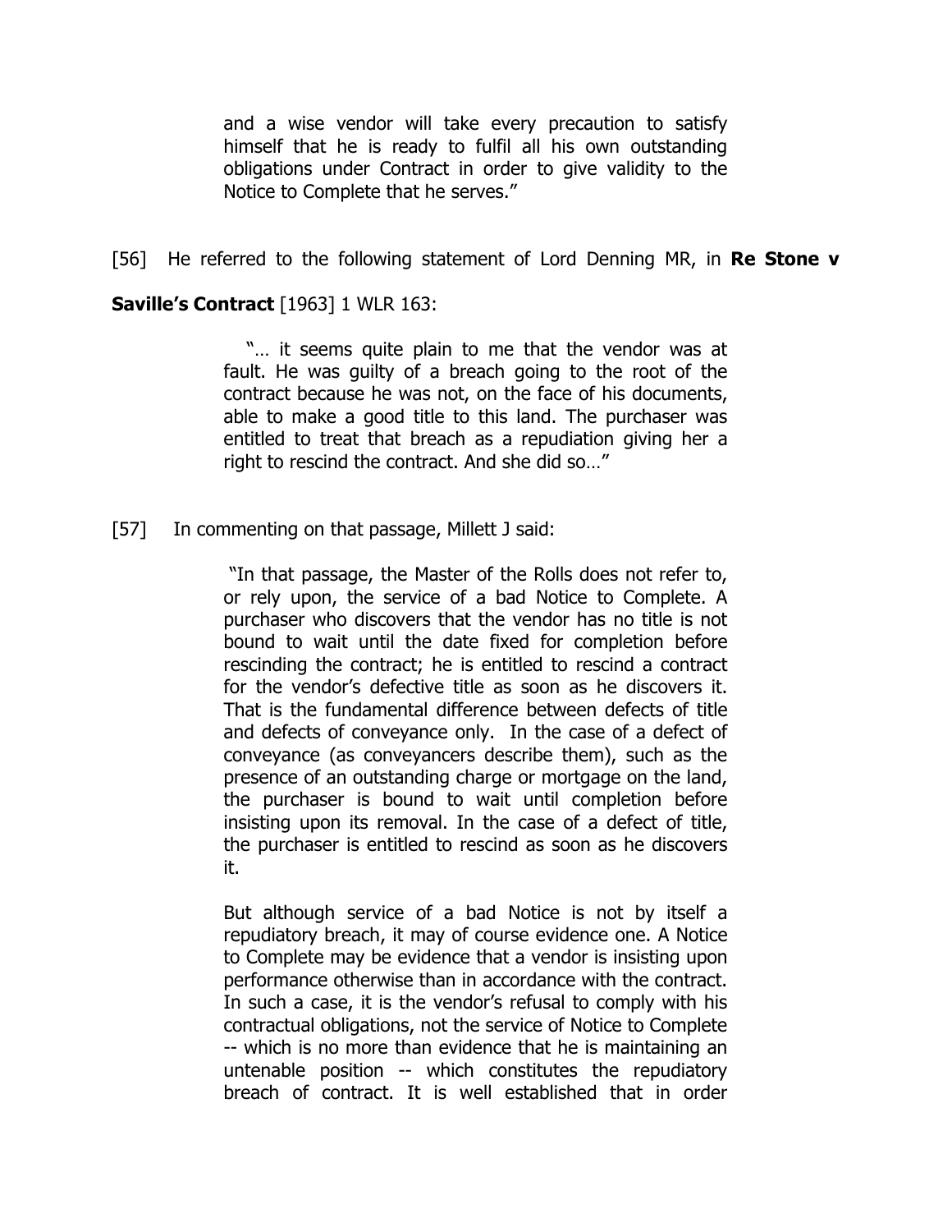> and a wise vendor will take every precaution to satisfy himself that he is ready to fulfil all his own outstanding obligations under Contract in order to give validity to the Notice to Complete that he serves."

[56] He referred to the following statement of Lord Denning MR, in **Re Stone v Saville's Contract** [1963] 1 WLR 163:

> "… it seems quite plain to me that the vendor was at fault. He was guilty of a breach going to the root of the contract because he was not, on the face of his documents, able to make a good title to this land. The purchaser was entitled to treat that breach as a repudiation giving her a right to rescind the contract. And she did so…"

[57] In commenting on that passage, Millett J said:

> "In that passage, the Master of the Rolls does not refer to, or rely upon, the service of a bad Notice to Complete. A purchaser who discovers that the vendor has no title is not bound to wait until the date fixed for completion before rescinding the contract; he is entitled to rescind a contract for the vendor's defective title as soon as he discovers it. That is the fundamental difference between defects of title and defects of conveyance only. In the case of a defect of conveyance (as conveyancers describe them), such as the presence of an outstanding charge or mortgage on the land, the purchaser is bound to wait until completion before insisting upon its removal. In the case of a defect of title, the purchaser is entitled to rescind as soon as he discovers it.
>
> But although service of a bad Notice is not by itself a repudiatory breach, it may of course evidence one. A Notice to Complete may be evidence that a vendor is insisting upon performance otherwise than in accordance with the contract. In such a case, it is the vendor's refusal to comply with his contractual obligations, not the service of Notice to Complete -- which is no more than evidence that he is maintaining an untenable position -- which constitutes the repudiatory breach of contract. It is well established that in order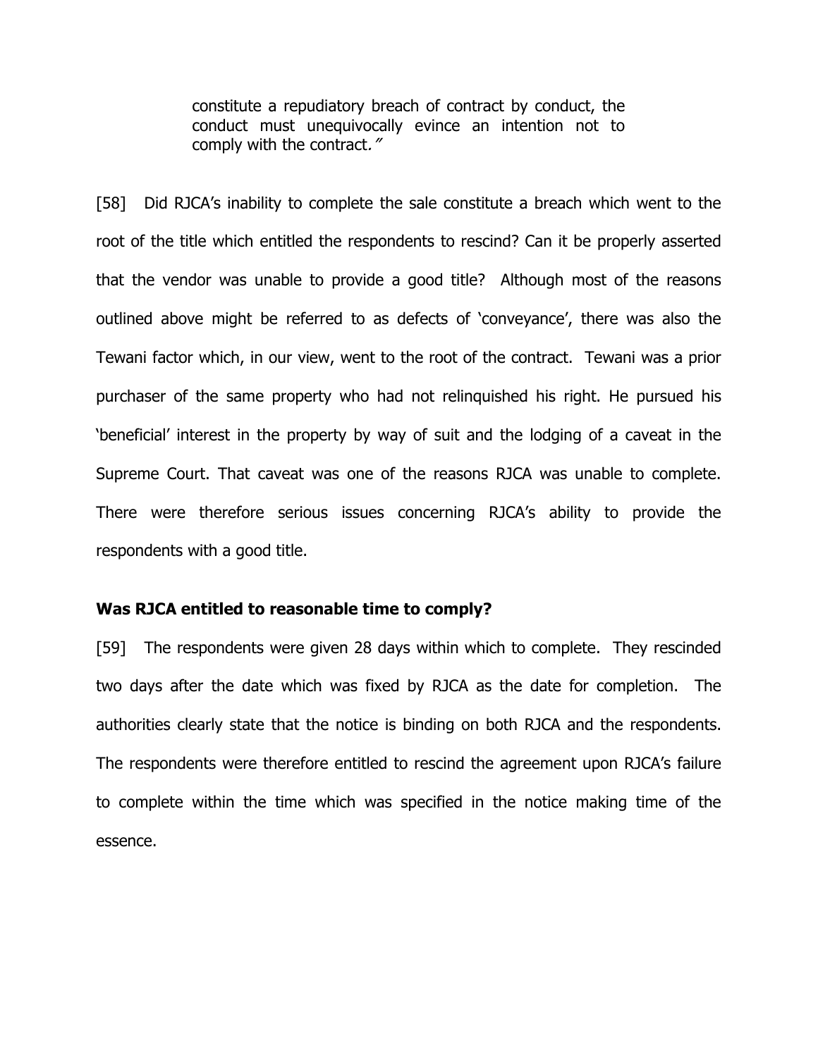> constitute a repudiatory breach of contract by conduct, the conduct must unequivocally evince an intention not to comply with the contract."

[58] Did RJCA's inability to complete the sale constitute a breach which went to the root of the title which entitled the respondents to rescind? Can it be properly asserted that the vendor was unable to provide a good title? Although most of the reasons outlined above might be referred to as defects of 'conveyance', there was also the Tewani factor which, in our view, went to the root of the contract. Tewani was a prior purchaser of the same property who had not relinquished his right. He pursued his 'beneficial' interest in the property by way of suit and the lodging of a caveat in the Supreme Court. That caveat was one of the reasons RJCA was unable to complete. There were therefore serious issues concerning RJCA's ability to provide the respondents with a good title.

**Was RJCA entitled to reasonable time to comply?**

[59] The respondents were given 28 days within which to complete. They rescinded two days after the date which was fixed by RJCA as the date for completion. The authorities clearly state that the notice is binding on both RJCA and the respondents. The respondents were therefore entitled to rescind the agreement upon RJCA's failure to complete within the time which was specified in the notice making time of the essence.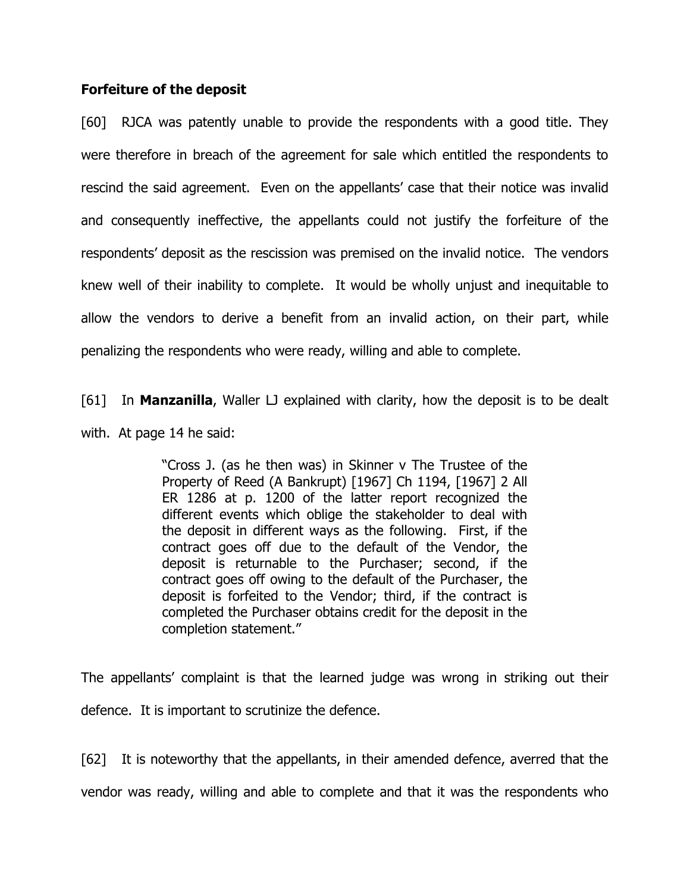**Forfeiture of the deposit**

[60] RJCA was patently unable to provide the respondents with a good title. They were therefore in breach of the agreement for sale which entitled the respondents to rescind the said agreement. Even on the appellants' case that their notice was invalid and consequently ineffective, the appellants could not justify the forfeiture of the respondents' deposit as the rescission was premised on the invalid notice. The vendors knew well of their inability to complete. It would be wholly unjust and inequitable to allow the vendors to derive a benefit from an invalid action, on their part, while penalizing the respondents who were ready, willing and able to complete.

[61] In **Manzanilla**, Waller LJ explained with clarity, how the deposit is to be dealt with. At page 14 he said:

> "Cross J. (as he then was) in Skinner v The Trustee of the Property of Reed (A Bankrupt) [1967] Ch 1194, [1967] 2 All ER 1286 at p. 1200 of the latter report recognized the different events which oblige the stakeholder to deal with the deposit in different ways as the following. First, if the contract goes off due to the default of the Vendor, the deposit is returnable to the Purchaser; second, if the contract goes off owing to the default of the Purchaser, the deposit is forfeited to the Vendor; third, if the contract is completed the Purchaser obtains credit for the deposit in the completion statement."

The appellants' complaint is that the learned judge was wrong in striking out their defence. It is important to scrutinize the defence.

[62] It is noteworthy that the appellants, in their amended defence, averred that the vendor was ready, willing and able to complete and that it was the respondents who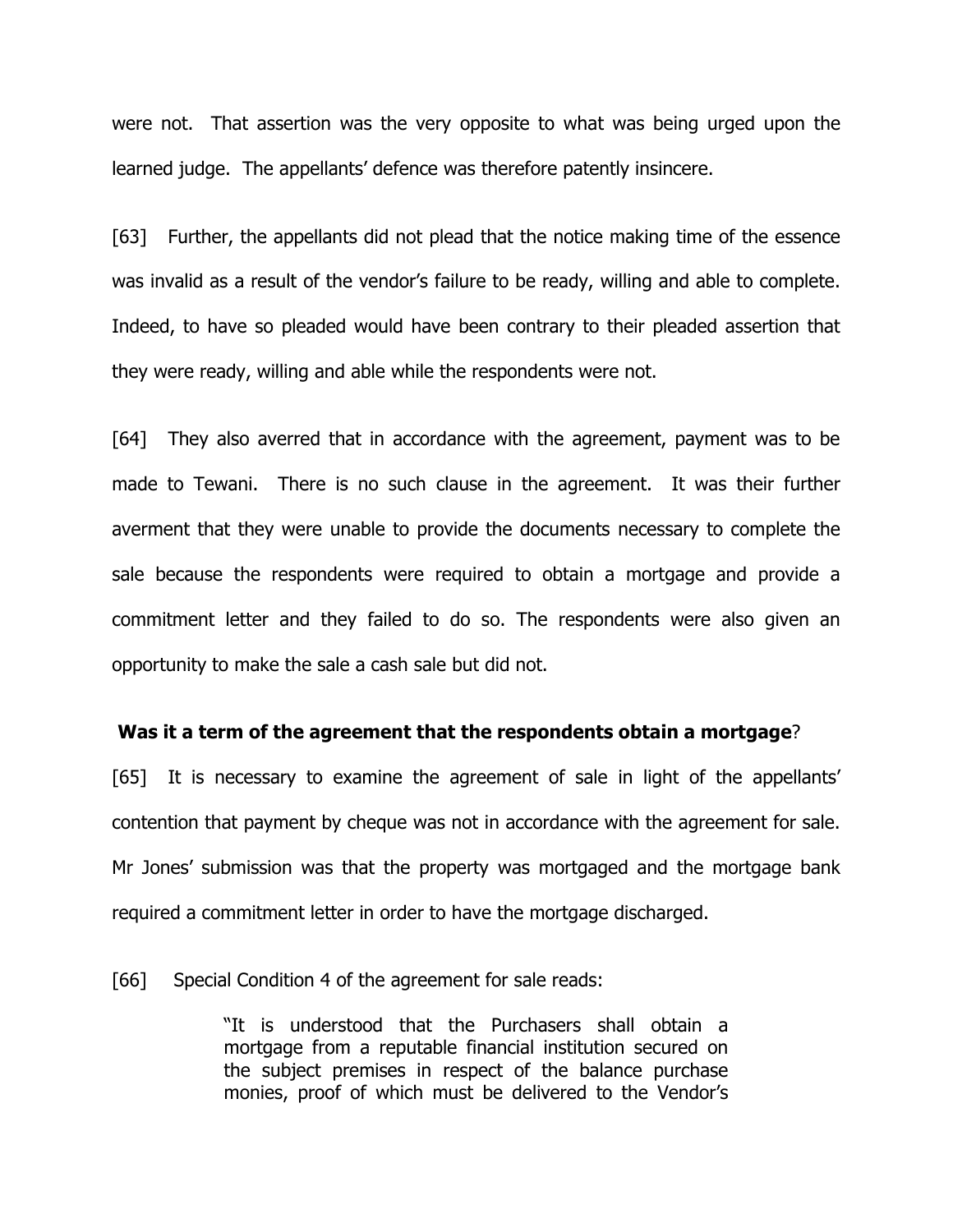were not. That assertion was the very opposite to what was being urged upon the learned judge. The appellants' defence was therefore patently insincere.

[63] Further, the appellants did not plead that the notice making time of the essence was invalid as a result of the vendor's failure to be ready, willing and able to complete. Indeed, to have so pleaded would have been contrary to their pleaded assertion that they were ready, willing and able while the respondents were not.

[64] They also averred that in accordance with the agreement, payment was to be made to Tewani. There is no such clause in the agreement. It was their further averment that they were unable to provide the documents necessary to complete the sale because the respondents were required to obtain a mortgage and provide a commitment letter and they failed to do so. The respondents were also given an opportunity to make the sale a cash sale but did not.

**Was it a term of the agreement that the respondents obtain a mortgage?**

[65] It is necessary to examine the agreement of sale in light of the appellants' contention that payment by cheque was not in accordance with the agreement for sale. Mr Jones' submission was that the property was mortgaged and the mortgage bank required a commitment letter in order to have the mortgage discharged.

[66] Special Condition 4 of the agreement for sale reads:

> "It is understood that the Purchasers shall obtain a mortgage from a reputable financial institution secured on the subject premises in respect of the balance purchase monies, proof of which must be delivered to the Vendor's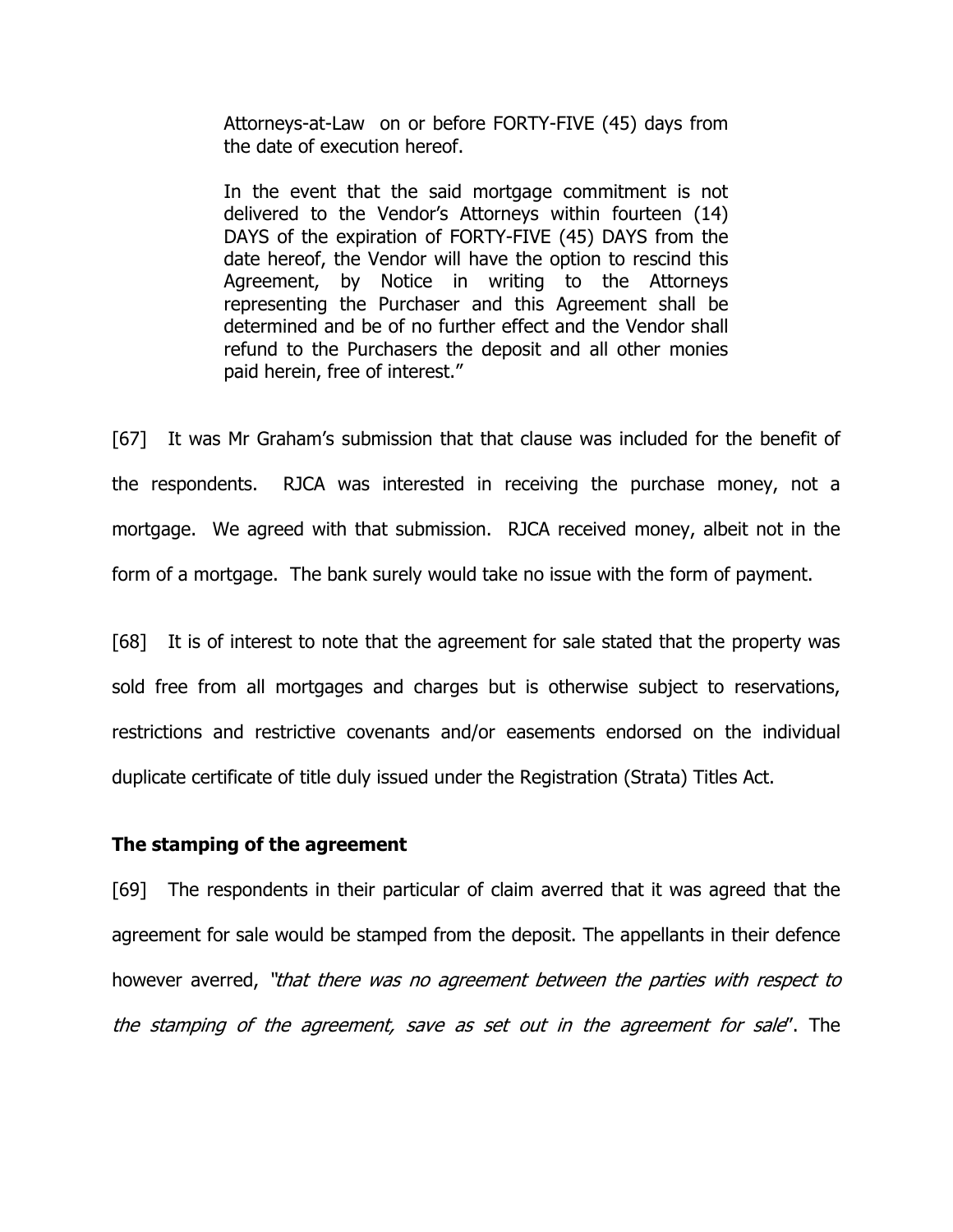> Attorneys-at-Law on or before FORTY-FIVE (45) days from the date of execution hereof.
>
> In the event that the said mortgage commitment is not delivered to the Vendor's Attorneys within fourteen (14) DAYS of the expiration of FORTY-FIVE (45) DAYS from the date hereof, the Vendor will have the option to rescind this Agreement, by Notice in writing to the Attorneys representing the Purchaser and this Agreement shall be determined and be of no further effect and the Vendor shall refund to the Purchasers the deposit and all other monies paid herein, free of interest."

[67] It was Mr Graham's submission that that clause was included for the benefit of the respondents. RJCA was interested in receiving the purchase money, not a mortgage. We agreed with that submission. RJCA received money, albeit not in the form of a mortgage. The bank surely would take no issue with the form of payment.

[68] It is of interest to note that the agreement for sale stated that the property was sold free from all mortgages and charges but is otherwise subject to reservations, restrictions and restrictive covenants and/or easements endorsed on the individual duplicate certificate of title duly issued under the Registration (Strata) Titles Act.

**The stamping of the agreement**

[69] The respondents in their particular of claim averred that it was agreed that the agreement for sale would be stamped from the deposit. The appellants in their defence however averred, *"that there was no agreement between the parties with respect to the stamping of the agreement, save as set out in the agreement for sale*". The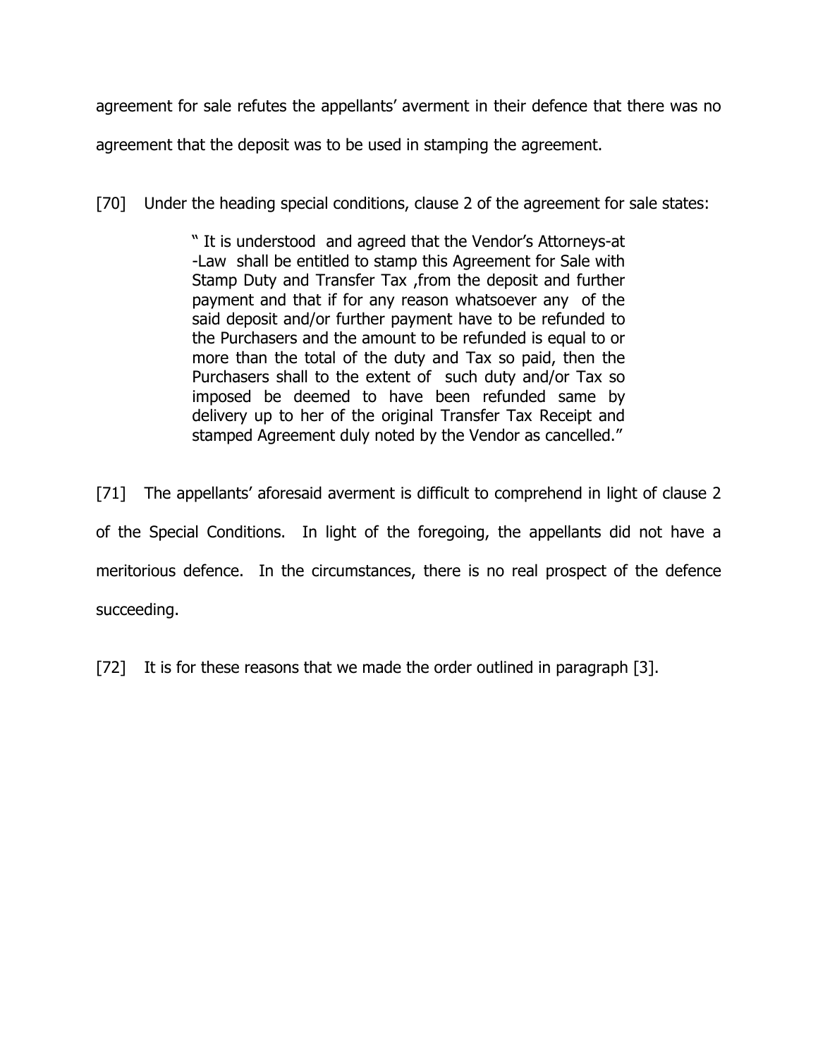agreement for sale refutes the appellants' averment in their defence that there was no agreement that the deposit was to be used in stamping the agreement.

[70] Under the heading special conditions, clause 2 of the agreement for sale states:

> " It is understood and agreed that the Vendor's Attorneys-at -Law shall be entitled to stamp this Agreement for Sale with Stamp Duty and Transfer Tax ,from the deposit and further payment and that if for any reason whatsoever any of the said deposit and/or further payment have to be refunded to the Purchasers and the amount to be refunded is equal to or more than the total of the duty and Tax so paid, then the Purchasers shall to the extent of such duty and/or Tax so imposed be deemed to have been refunded same by delivery up to her of the original Transfer Tax Receipt and stamped Agreement duly noted by the Vendor as cancelled."

[71] The appellants' aforesaid averment is difficult to comprehend in light of clause 2 of the Special Conditions. In light of the foregoing, the appellants did not have a meritorious defence. In the circumstances, there is no real prospect of the defence succeeding.

[72] It is for these reasons that we made the order outlined in paragraph [3].